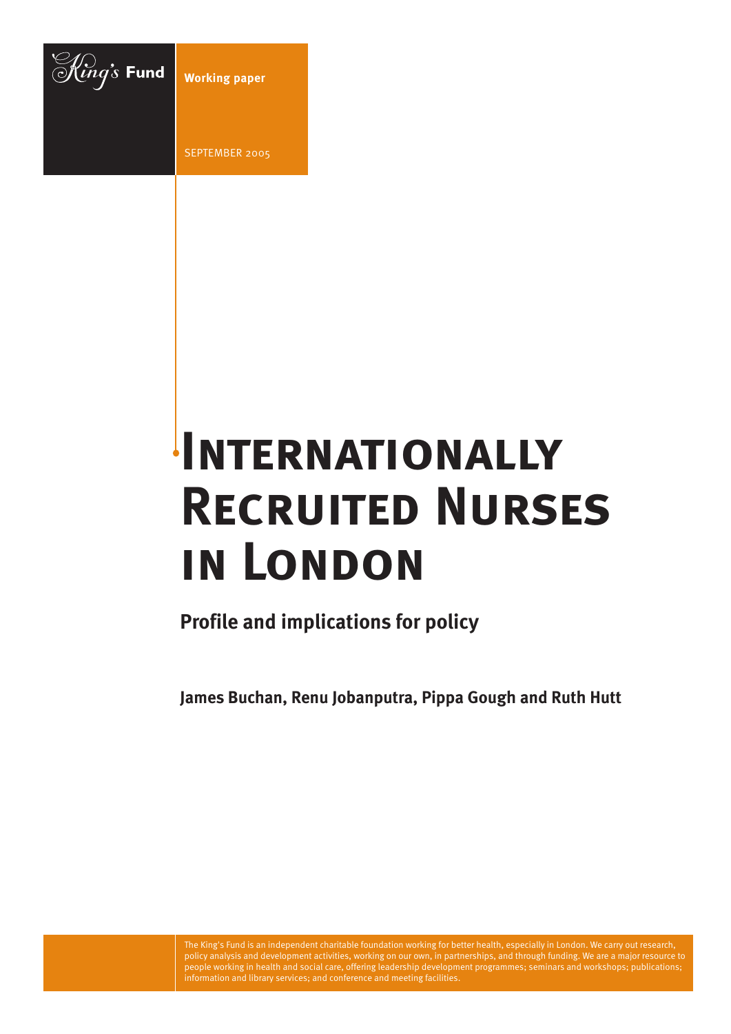King's Fund

Working paper

SEPTEMBER 2005

# Internationally Recruited Nurses in London

## Profile and implications for policy

**James Buchan, Renu Jobanputra, Pippa Gough and Ruth Hutt**

The King's Fund is an independent charitable foundation working for better health, especially in London. We carry out research, policy analysis and development activities, working on our own, in partnerships, and through funding. We are a major resource to people working in health and social care, offering leadership development programmes; seminars and workshops; publications; information and library services; and conference and meeting facilities.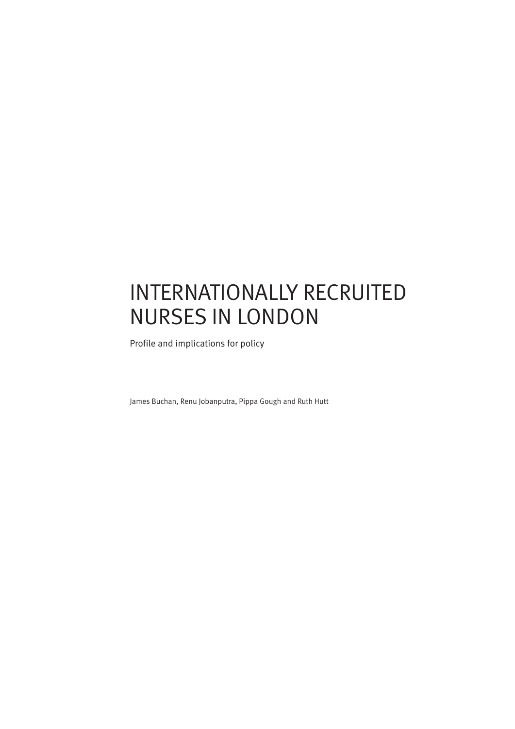# INTERNATIONALLY RECRUITED NURSES IN LONDON

Profile and implications for policy

James Buchan, Renu Jobanputra, Pippa Gough and Ruth Hutt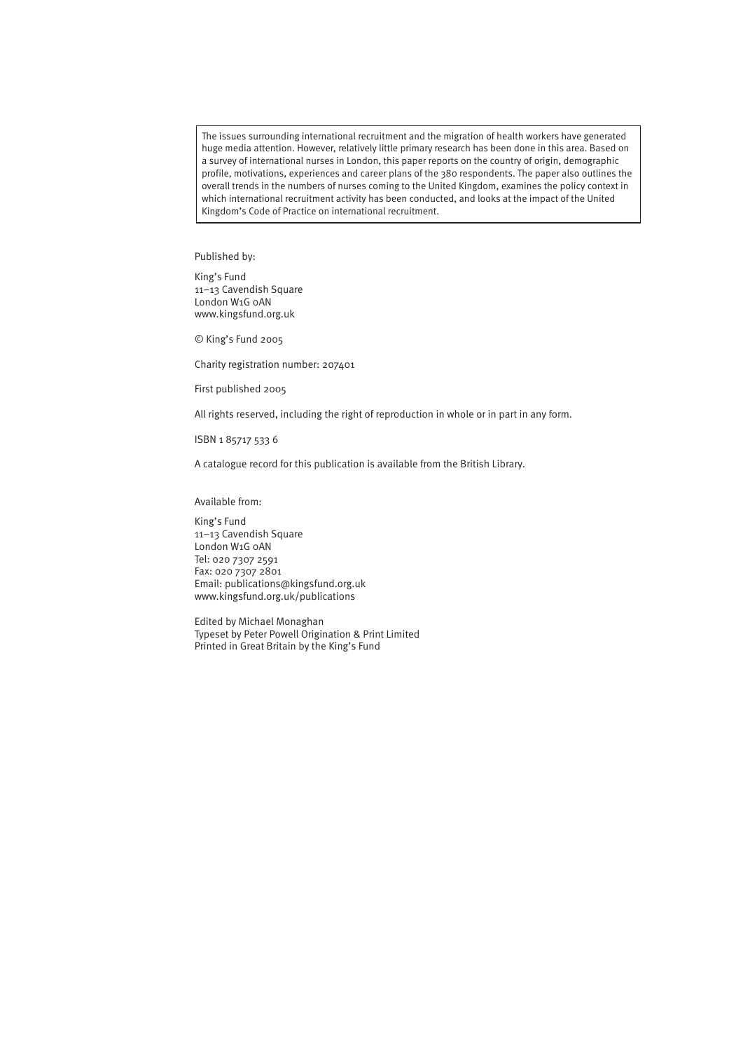The issues surrounding international recruitment and the migration of health workers have generated huge media attention. However, relatively little primary research has been done in this area. Based on a survey of international nurses in London, this paper reports on the country of origin, demographic profile, motivations, experiences and career plans of the 380 respondents. The paper also outlines the overall trends in the numbers of nurses coming to the United Kingdom, examines the policy context in which international recruitment activity has been conducted, and looks at the impact of the United Kingdom's Code of Practice on international recruitment.

Published by:

King's Fund
11–13 Cavendish Square
London W1G 0AN
www.kingsfund.org.uk

© King's Fund 2005

Charity registration number: 207401

First published 2005

All rights reserved, including the right of reproduction in whole or in part in any form.

ISBN 1 85717 533 6

A catalogue record for this publication is available from the British Library.

Available from:

King's Fund
11–13 Cavendish Square
London W1G 0AN
Tel: 020 7307 2591
Fax: 020 7307 2801
Email: publications@kingsfund.org.uk
www.kingsfund.org.uk/publications

Edited by Michael Monaghan
Typeset by Peter Powell Origination & Print Limited
Printed in Great Britain by the King's Fund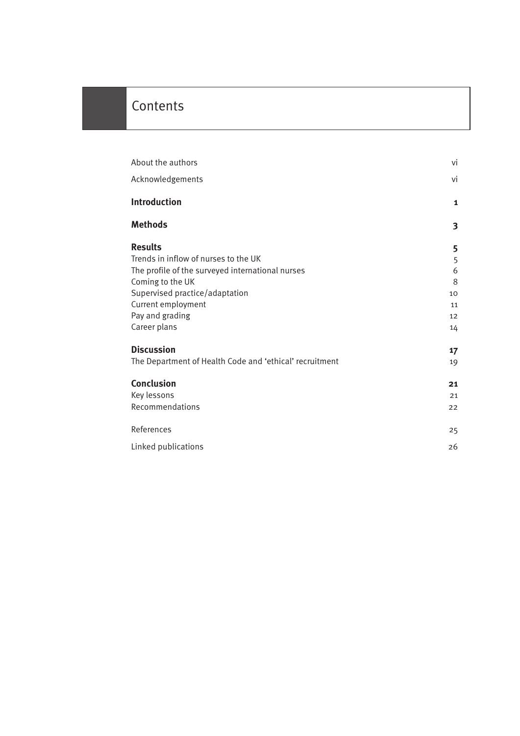# Contents

| | |
|---|---|
| About the authors | vi |
| Acknowledgements | vi |
| **Introduction** | **1** |
| **Methods** | **3** |
| **Results** | **5** |
| Trends in inflow of nurses to the UK | 5 |
| The profile of the surveyed international nurses | 6 |
| Coming to the UK | 8 |
| Supervised practice/adaptation | 10 |
| Current employment | 11 |
| Pay and grading | 12 |
| Career plans | 14 |
| **Discussion** | **17** |
| The Department of Health Code and 'ethical' recruitment | 19 |
| **Conclusion** | **21** |
| Key lessons | 21 |
| Recommendations | 22 |
| References | 25 |
| Linked publications | 26 |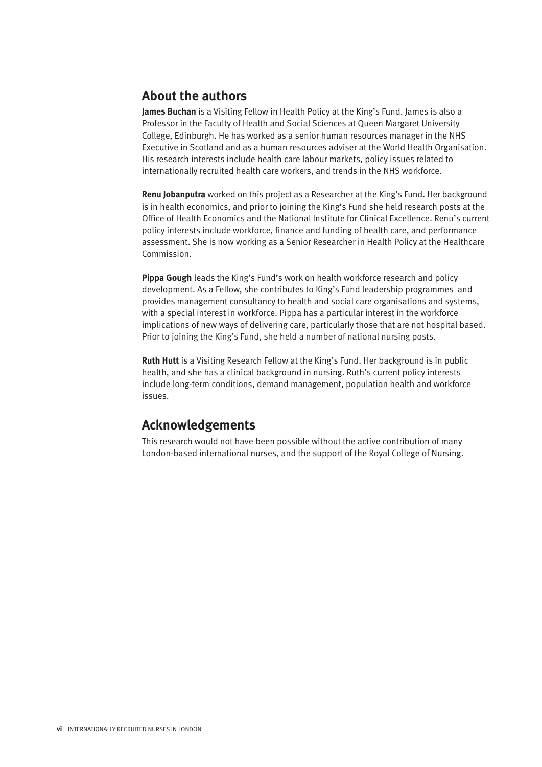## About the authors

**James Buchan** is a Visiting Fellow in Health Policy at the King's Fund. James is also a Professor in the Faculty of Health and Social Sciences at Queen Margaret University College, Edinburgh. He has worked as a senior human resources manager in the NHS Executive in Scotland and as a human resources adviser at the World Health Organisation. His research interests include health care labour markets, policy issues related to internationally recruited health care workers, and trends in the NHS workforce.

**Renu Jobanputra** worked on this project as a Researcher at the King's Fund. Her background is in health economics, and prior to joining the King's Fund she held research posts at the Office of Health Economics and the National Institute for Clinical Excellence. Renu's current policy interests include workforce, finance and funding of health care, and performance assessment. She is now working as a Senior Researcher in Health Policy at the Healthcare Commission.

**Pippa Gough** leads the King's Fund's work on health workforce research and policy development. As a Fellow, she contributes to King's Fund leadership programmes and provides management consultancy to health and social care organisations and systems, with a special interest in workforce. Pippa has a particular interest in the workforce implications of new ways of delivering care, particularly those that are not hospital based. Prior to joining the King's Fund, she held a number of national nursing posts.

**Ruth Hutt** is a Visiting Research Fellow at the King's Fund. Her background is in public health, and she has a clinical background in nursing. Ruth's current policy interests include long-term conditions, demand management, population health and workforce issues.

## Acknowledgements

This research would not have been possible without the active contribution of many London-based international nurses, and the support of the Royal College of Nursing.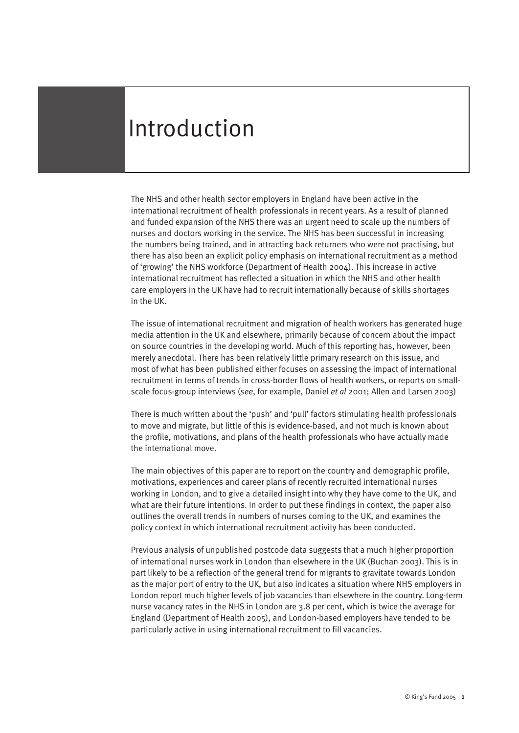# Introduction

The NHS and other health sector employers in England have been active in the international recruitment of health professionals in recent years. As a result of planned and funded expansion of the NHS there was an urgent need to scale up the numbers of nurses and doctors working in the service. The NHS has been successful in increasing the numbers being trained, and in attracting back returners who were not practising, but there has also been an explicit policy emphasis on international recruitment as a method of 'growing' the NHS workforce (Department of Health 2004). This increase in active international recruitment has reflected a situation in which the NHS and other health care employers in the UK have had to recruit internationally because of skills shortages in the UK.

The issue of international recruitment and migration of health workers has generated huge media attention in the UK and elsewhere, primarily because of concern about the impact on source countries in the developing world. Much of this reporting has, however, been merely anecdotal. There has been relatively little primary research on this issue, and most of what has been published either focuses on assessing the impact of international recruitment in terms of trends in cross-border flows of health workers, or reports on small-scale focus-group interviews (*see*, for example, Daniel *et al* 2001; Allen and Larsen 2003)

There is much written about the 'push' and 'pull' factors stimulating health professionals to move and migrate, but little of this is evidence-based, and not much is known about the profile, motivations, and plans of the health professionals who have actually made the international move.

The main objectives of this paper are to report on the country and demographic profile, motivations, experiences and career plans of recently recruited international nurses working in London, and to give a detailed insight into why they have come to the UK, and what are their future intentions. In order to put these findings in context, the paper also outlines the overall trends in numbers of nurses coming to the UK, and examines the policy context in which international recruitment activity has been conducted.

Previous analysis of unpublished postcode data suggests that a much higher proportion of international nurses work in London than elsewhere in the UK (Buchan 2003). This is in part likely to be a reflection of the general trend for migrants to gravitate towards London as the major port of entry to the UK, but also indicates a situation where NHS employers in London report much higher levels of job vacancies than elsewhere in the country. Long-term nurse vacancy rates in the NHS in London are 3.8 per cent, which is twice the average for England (Department of Health 2005), and London-based employers have tended to be particularly active in using international recruitment to fill vacancies.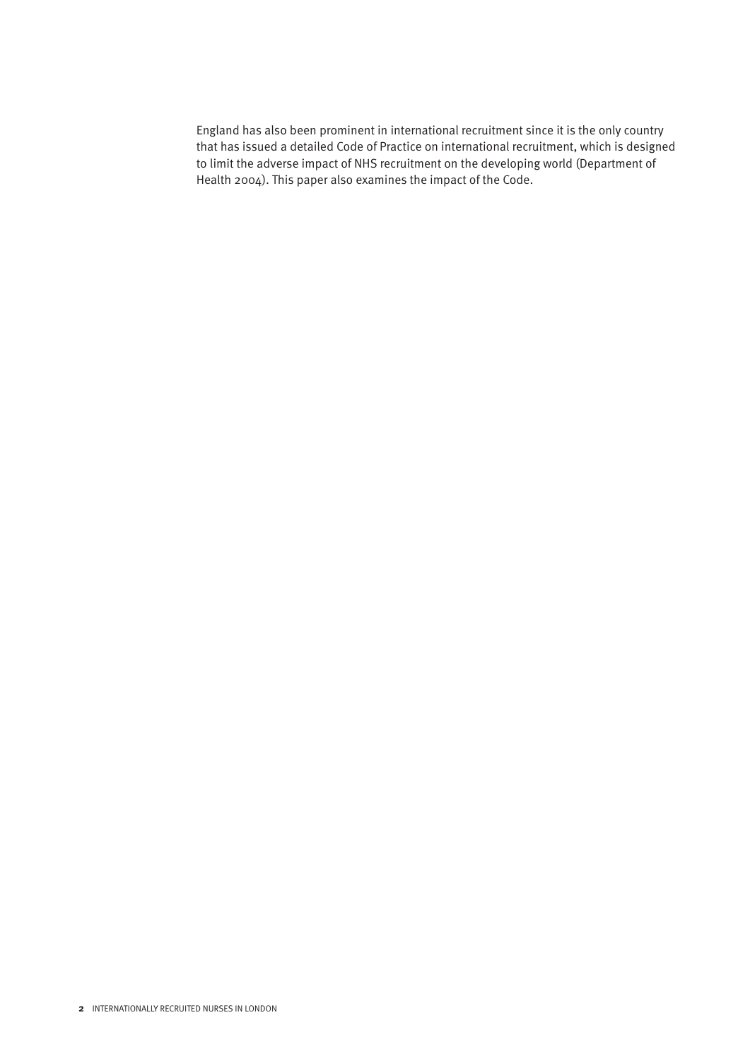England has also been prominent in international recruitment since it is the only country that has issued a detailed Code of Practice on international recruitment, which is designed to limit the adverse impact of NHS recruitment on the developing world (Department of Health 2004). This paper also examines the impact of the Code.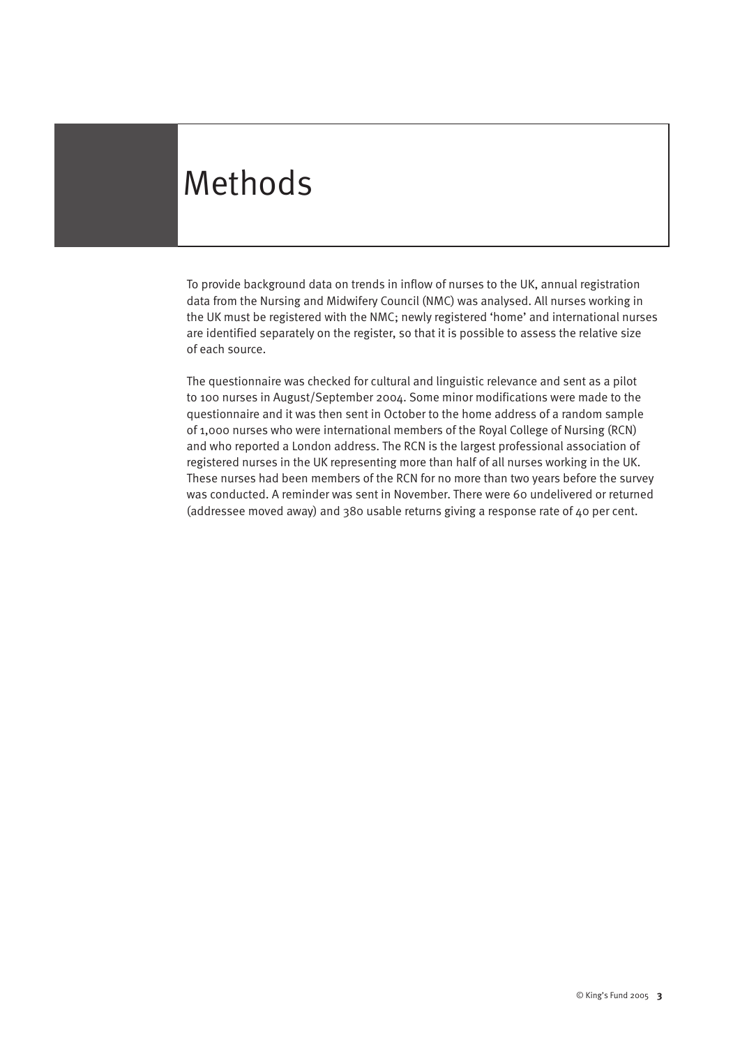# Methods

To provide background data on trends in inflow of nurses to the UK, annual registration data from the Nursing and Midwifery Council (NMC) was analysed. All nurses working in the UK must be registered with the NMC; newly registered 'home' and international nurses are identified separately on the register, so that it is possible to assess the relative size of each source.

The questionnaire was checked for cultural and linguistic relevance and sent as a pilot to 100 nurses in August/September 2004. Some minor modifications were made to the questionnaire and it was then sent in October to the home address of a random sample of 1,000 nurses who were international members of the Royal College of Nursing (RCN) and who reported a London address. The RCN is the largest professional association of registered nurses in the UK representing more than half of all nurses working in the UK. These nurses had been members of the RCN for no more than two years before the survey was conducted. A reminder was sent in November. There were 60 undelivered or returned (addressee moved away) and 380 usable returns giving a response rate of 40 per cent.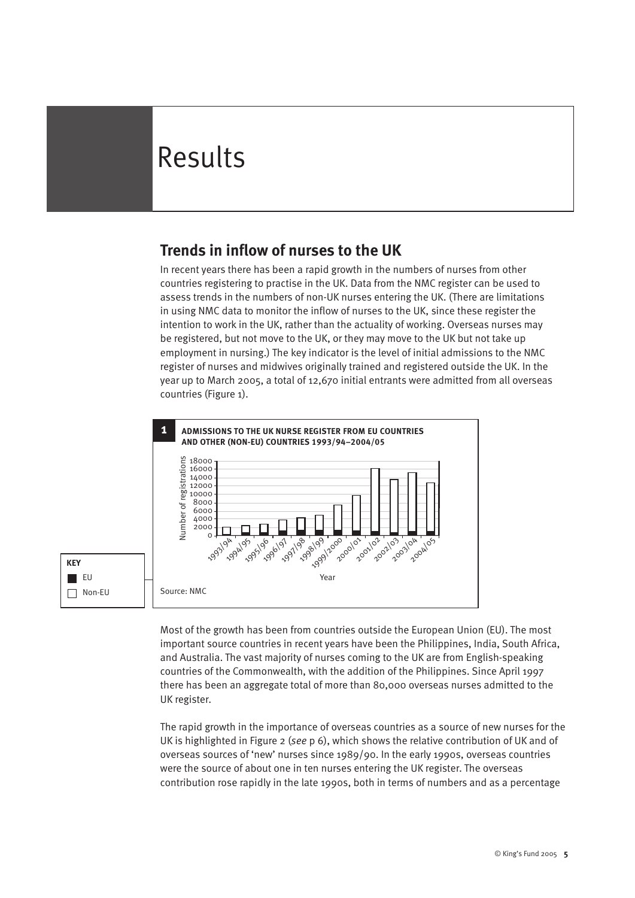# Results

## Trends in inflow of nurses to the UK

In recent years there has been a rapid growth in the numbers of nurses from other countries registering to practise in the UK. Data from the NMC register can be used to assess trends in the numbers of non-UK nurses entering the UK. (There are limitations in using NMC data to monitor the inflow of nurses to the UK, since these register the intention to work in the UK, rather than the actuality of working. Overseas nurses may be registered, but not move to the UK, or they may move to the UK but not take up employment in nursing.) The key indicator is the level of initial admissions to the NMC register of nurses and midwives originally trained and registered outside the UK. In the year up to March 2005, a total of 12,670 initial entrants were admitted from all overseas countries (Figure 1).

**1 ADMISSIONS TO THE UK NURSE REGISTER FROM EU COUNTRIES AND OTHER (NON-EU) COUNTRIES 1993/94–2004/05**

Source: NMC

**KEY**
- EU
- Non-EU

Most of the growth has been from countries outside the European Union (EU). The most important source countries in recent years have been the Philippines, India, South Africa, and Australia. The vast majority of nurses coming to the UK are from English-speaking countries of the Commonwealth, with the addition of the Philippines. Since April 1997 there has been an aggregate total of more than 80,000 overseas nurses admitted to the UK register.

The rapid growth in the importance of overseas countries as a source of new nurses for the UK is highlighted in Figure 2 (*see* p 6), which shows the relative contribution of UK and of overseas sources of 'new' nurses since 1989/90. In the early 1990s, overseas countries were the source of about one in ten nurses entering the UK register. The overseas contribution rose rapidly in the late 1990s, both in terms of numbers and as a percentage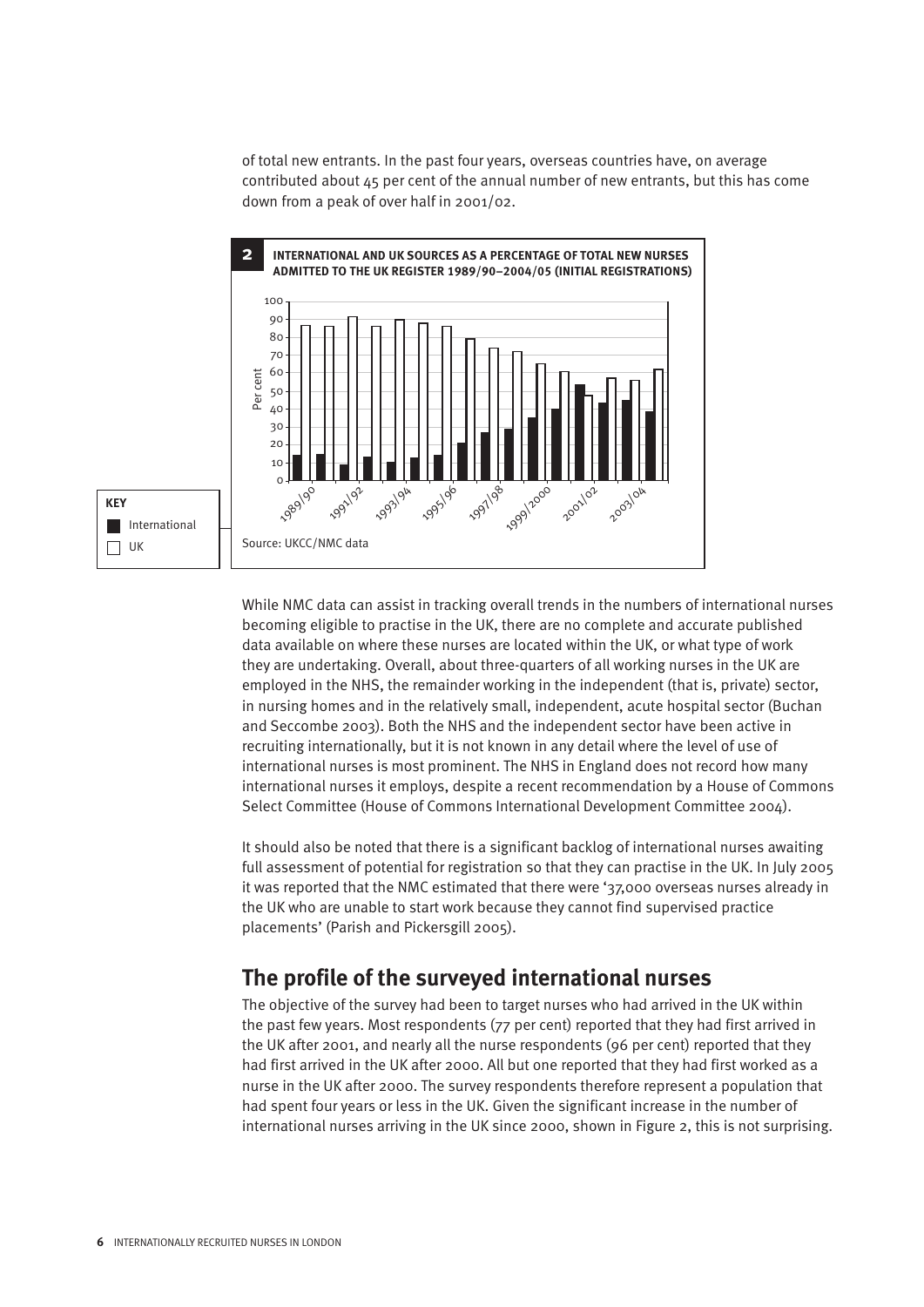of total new entrants. In the past four years, overseas countries have, on average contributed about 45 per cent of the annual number of new entrants, but this has come down from a peak of over half in 2001/02.

**2 INTERNATIONAL AND UK SOURCES AS A PERCENTAGE OF TOTAL NEW NURSES ADMITTED TO THE UK REGISTER 1989/90–2004/05 (INITIAL REGISTRATIONS)**

KEY
- International
- UK

Source: UKCC/NMC data

While NMC data can assist in tracking overall trends in the numbers of international nurses becoming eligible to practise in the UK, there are no complete and accurate published data available on where these nurses are located within the UK, or what type of work they are undertaking. Overall, about three-quarters of all working nurses in the UK are employed in the NHS, the remainder working in the independent (that is, private) sector, in nursing homes and in the relatively small, independent, acute hospital sector (Buchan and Seccombe 2003). Both the NHS and the independent sector have been active in recruiting internationally, but it is not known in any detail where the level of use of international nurses is most prominent. The NHS in England does not record how many international nurses it employs, despite a recent recommendation by a House of Commons Select Committee (House of Commons International Development Committee 2004).

It should also be noted that there is a significant backlog of international nurses awaiting full assessment of potential for registration so that they can practise in the UK. In July 2005 it was reported that the NMC estimated that there were '37,000 overseas nurses already in the UK who are unable to start work because they cannot find supervised practice placements' (Parish and Pickersgill 2005).

## The profile of the surveyed international nurses

The objective of the survey had been to target nurses who had arrived in the UK within the past few years. Most respondents (77 per cent) reported that they had first arrived in the UK after 2001, and nearly all the nurse respondents (96 per cent) reported that they had first arrived in the UK after 2000. All but one reported that they had first worked as a nurse in the UK after 2000. The survey respondents therefore represent a population that had spent four years or less in the UK. Given the significant increase in the number of international nurses arriving in the UK since 2000, shown in Figure 2, this is not surprising.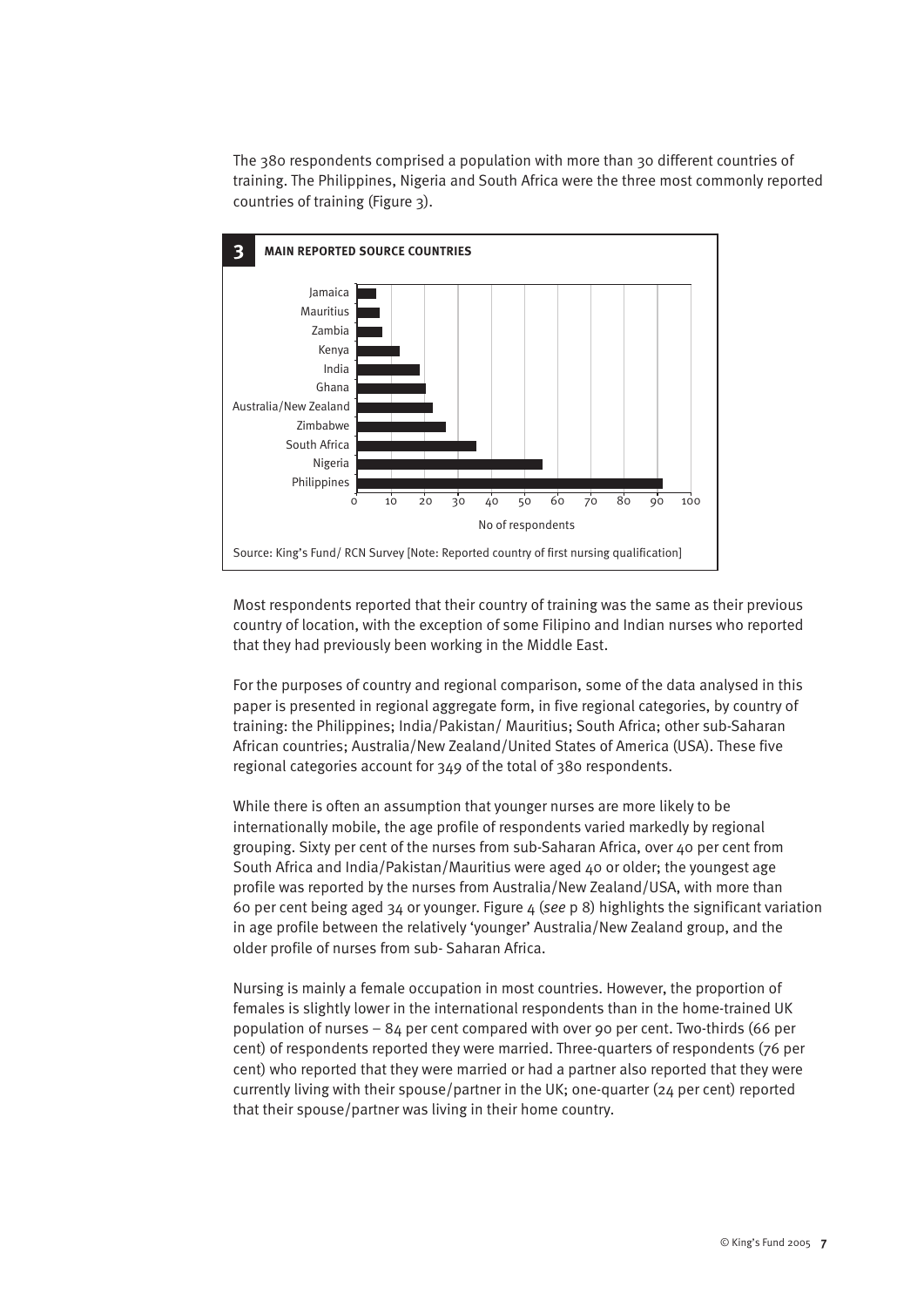The 380 respondents comprised a population with more than 30 different countries of training. The Philippines, Nigeria and South Africa were the three most commonly reported countries of training (Figure 3).

**3 MAIN REPORTED SOURCE COUNTRIES**

Jamaica
Mauritius
Zambia
Kenya
India
Ghana
Australia/New Zealand
Zimbabwe
South Africa
Nigeria
Philippines

0 10 20 30 40 50 60 70 80 90 100

No of respondents

Source: King's Fund/ RCN Survey [Note: Reported country of first nursing qualification]

Most respondents reported that their country of training was the same as their previous country of location, with the exception of some Filipino and Indian nurses who reported that they had previously been working in the Middle East.

For the purposes of country and regional comparison, some of the data analysed in this paper is presented in regional aggregate form, in five regional categories, by country of training: the Philippines; India/Pakistan/ Mauritius; South Africa; other sub-Saharan African countries; Australia/New Zealand/United States of America (USA). These five regional categories account for 349 of the total of 380 respondents.

While there is often an assumption that younger nurses are more likely to be internationally mobile, the age profile of respondents varied markedly by regional grouping. Sixty per cent of the nurses from sub-Saharan Africa, over 40 per cent from South Africa and India/Pakistan/Mauritius were aged 40 or older; the youngest age profile was reported by the nurses from Australia/New Zealand/USA, with more than 60 per cent being aged 34 or younger. Figure 4 (*see* p 8) highlights the significant variation in age profile between the relatively 'younger' Australia/New Zealand group, and the older profile of nurses from sub- Saharan Africa.

Nursing is mainly a female occupation in most countries. However, the proportion of females is slightly lower in the international respondents than in the home-trained UK population of nurses – 84 per cent compared with over 90 per cent. Two-thirds (66 per cent) of respondents reported they were married. Three-quarters of respondents (76 per cent) who reported that they were married or had a partner also reported that they were currently living with their spouse/partner in the UK; one-quarter (24 per cent) reported that their spouse/partner was living in their home country.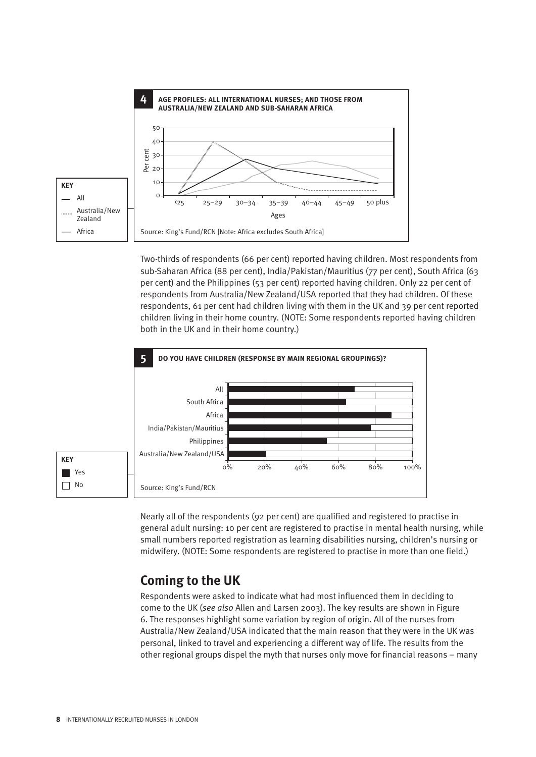**4 AGE PROFILES: ALL INTERNATIONAL NURSES; AND THOSE FROM AUSTRALIA/NEW ZEALAND AND SUB-SAHARAN AFRICA**

KEY
- All
- Australia/New Zealand
- Africa

Source: King's Fund/RCN [Note: Africa excludes South Africa]

Two-thirds of respondents (66 per cent) reported having children. Most respondents from sub-Saharan Africa (88 per cent), India/Pakistan/Mauritius (77 per cent), South Africa (63 per cent) and the Philippines (53 per cent) reported having children. Only 22 per cent of respondents from Australia/New Zealand/USA reported that they had children. Of these respondents, 61 per cent had children living with them in the UK and 39 per cent reported children living in their home country. (NOTE: Some respondents reported having children both in the UK and in their home country.)

**5 DO YOU HAVE CHILDREN (RESPONSE BY MAIN REGIONAL GROUPINGS)?**

KEY
- Yes
- No

Source: King's Fund/RCN

Nearly all of the respondents (92 per cent) are qualified and registered to practise in general adult nursing: 10 per cent are registered to practise in mental health nursing, while small numbers reported registration as learning disabilities nursing, children's nursing or midwifery. (NOTE: Some respondents are registered to practise in more than one field.)

## Coming to the UK

Respondents were asked to indicate what had most influenced them in deciding to come to the UK (*see also* Allen and Larsen 2003). The key results are shown in Figure 6. The responses highlight some variation by region of origin. All of the nurses from Australia/New Zealand/USA indicated that the main reason that they were in the UK was personal, linked to travel and experiencing a different way of life. The results from the other regional groups dispel the myth that nurses only move for financial reasons – many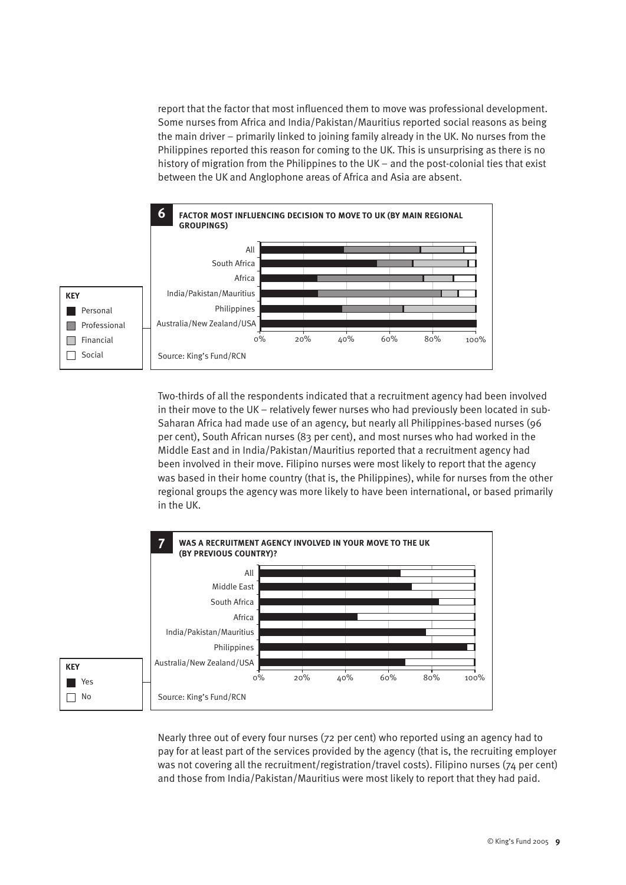report that the factor that most influenced them to move was professional development. Some nurses from Africa and India/Pakistan/Mauritius reported social reasons as being the main driver – primarily linked to joining family already in the UK. No nurses from the Philippines reported this reason for coming to the UK. This is unsurprising as there is no history of migration from the Philippines to the UK – and the post-colonial ties that exist between the UK and Anglophone areas of Africa and Asia are absent.

**6 FACTOR MOST INFLUENCING DECISION TO MOVE TO UK (BY MAIN REGIONAL GROUPINGS)**

Source: King's Fund/RCN

Two-thirds of all the respondents indicated that a recruitment agency had been involved in their move to the UK – relatively fewer nurses who had previously been located in sub-Saharan Africa had made use of an agency, but nearly all Philippines-based nurses (96 per cent), South African nurses (83 per cent), and most nurses who had worked in the Middle East and in India/Pakistan/Mauritius reported that a recruitment agency had been involved in their move. Filipino nurses were most likely to report that the agency was based in their home country (that is, the Philippines), while for nurses from the other regional groups the agency was more likely to have been international, or based primarily in the UK.

**7 WAS A RECRUITMENT AGENCY INVOLVED IN YOUR MOVE TO THE UK (BY PREVIOUS COUNTRY)?**

Source: King's Fund/RCN

Nearly three out of every four nurses (72 per cent) who reported using an agency had to pay for at least part of the services provided by the agency (that is, the recruiting employer was not covering all the recruitment/registration/travel costs). Filipino nurses (74 per cent) and those from India/Pakistan/Mauritius were most likely to report that they had paid.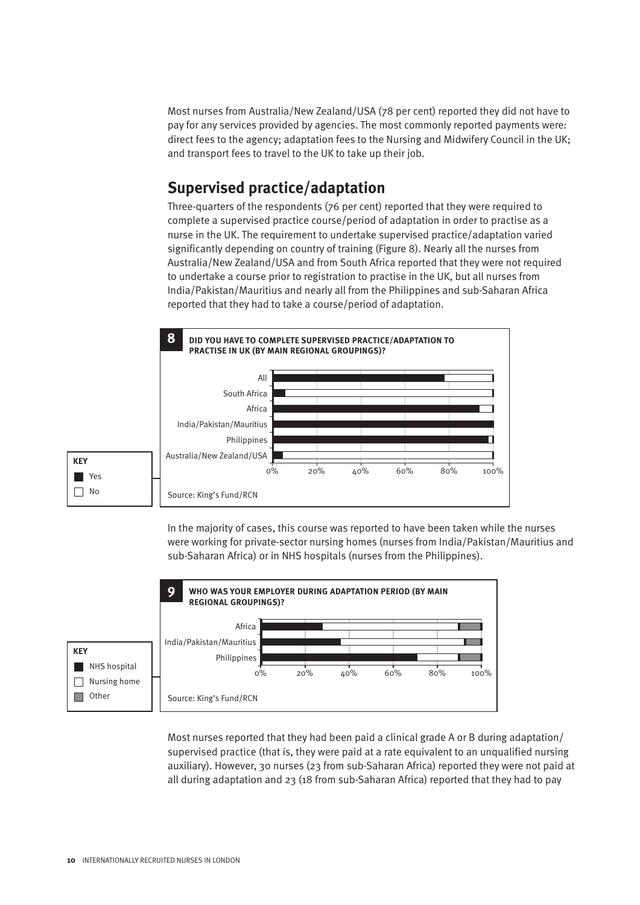Most nurses from Australia/New Zealand/USA (78 per cent) reported they did not have to pay for any services provided by agencies. The most commonly reported payments were: direct fees to the agency; adaptation fees to the Nursing and Midwifery Council in the UK; and transport fees to travel to the UK to take up their job.

## Supervised practice/adaptation

Three-quarters of the respondents (76 per cent) reported that they were required to complete a supervised practice course/period of adaptation in order to practise as a nurse in the UK. The requirement to undertake supervised practice/adaptation varied significantly depending on country of training (Figure 8). Nearly all the nurses from Australia/New Zealand/USA and from South Africa reported that they were not required to undertake a course prior to registration to practise in the UK, but all nurses from India/Pakistan/Mauritius and nearly all from the Philippines and sub-Saharan Africa reported that they had to take a course/period of adaptation.

**8 DID YOU HAVE TO COMPLETE SUPERVISED PRACTICE/ADAPTATION TO PRACTISE IN UK (BY MAIN REGIONAL GROUPINGS)?**

KEY: Yes / No

Categories: All; South Africa; Africa; India/Pakistan/Mauritius; Philippines; Australia/New Zealand/USA (0%–100%)

Source: King's Fund/RCN

In the majority of cases, this course was reported to have been taken while the nurses were working for private-sector nursing homes (nurses from India/Pakistan/Mauritius and sub-Saharan Africa) or in NHS hospitals (nurses from the Philippines).

**9 WHO WAS YOUR EMPLOYER DURING ADAPTATION PERIOD (BY MAIN REGIONAL GROUPINGS)?**

KEY: NHS hospital / Nursing home / Other

Categories: Africa; India/Pakistan/Mauritius; Philippines (0%–100%)

Source: King's Fund/RCN

Most nurses reported that they had been paid a clinical grade A or B during adaptation/supervised practice (that is, they were paid at a rate equivalent to an unqualified nursing auxiliary). However, 30 nurses (23 from sub-Saharan Africa) reported they were not paid at all during adaptation and 23 (18 from sub-Saharan Africa) reported that they had to pay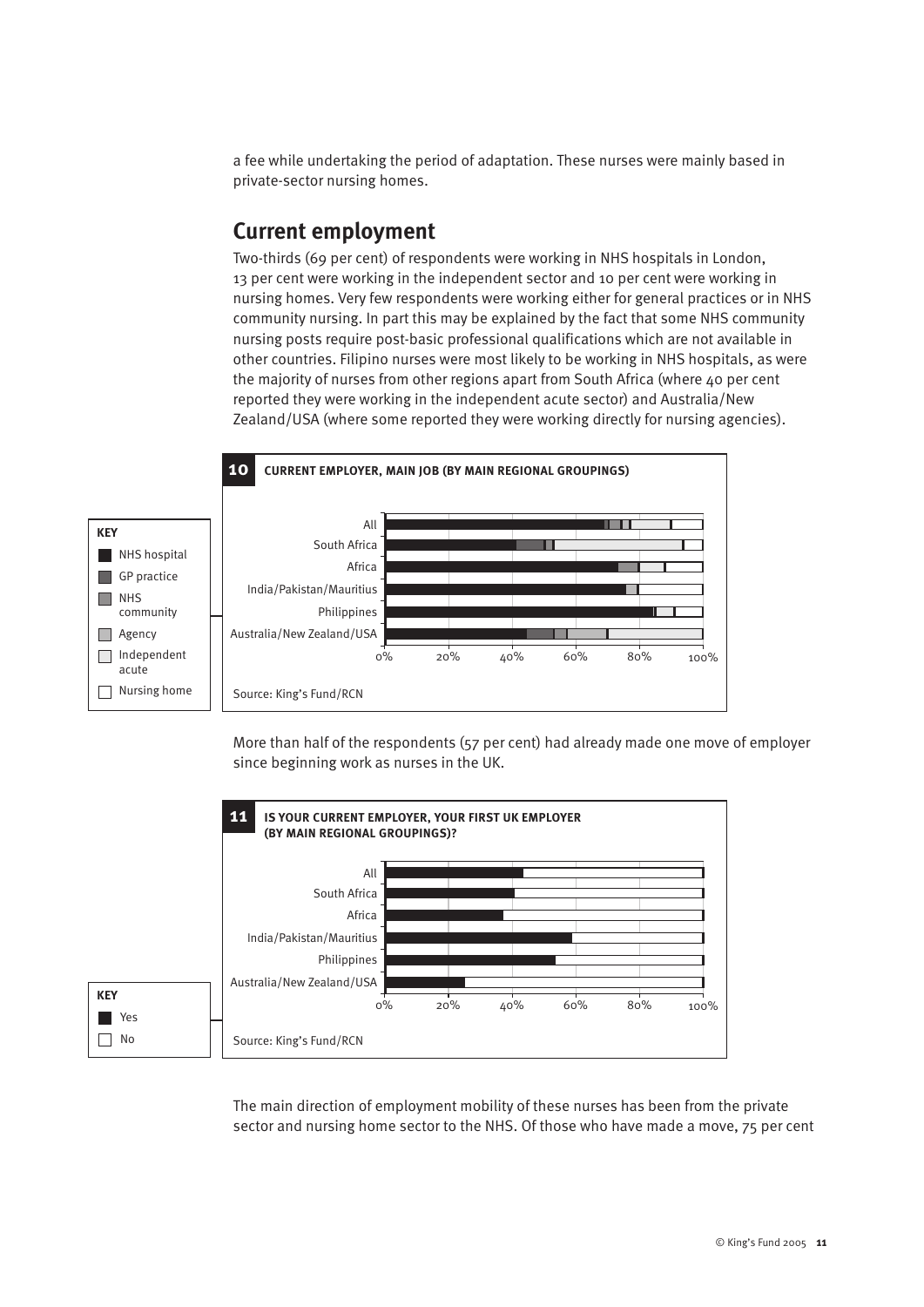a fee while undertaking the period of adaptation. These nurses were mainly based in private-sector nursing homes.

## Current employment

Two-thirds (69 per cent) of respondents were working in NHS hospitals in London, 13 per cent were working in the independent sector and 10 per cent were working in nursing homes. Very few respondents were working either for general practices or in NHS community nursing. In part this may be explained by the fact that some NHS community nursing posts require post-basic professional qualifications which are not available in other countries. Filipino nurses were most likely to be working in NHS hospitals, as were the majority of nurses from other regions apart from South Africa (where 40 per cent reported they were working in the independent acute sector) and Australia/New Zealand/USA (where some reported they were working directly for nursing agencies).

**10 CURRENT EMPLOYER, MAIN JOB (BY MAIN REGIONAL GROUPINGS)**

KEY: NHS hospital; GP practice; NHS community; Agency; Independent acute; Nursing home

Categories: All; South Africa; Africa; India/Pakistan/Mauritius; Philippines; Australia/New Zealand/USA

Axis: 0%, 20%, 40%, 60%, 80%, 100%

Source: King's Fund/RCN

More than half of the respondents (57 per cent) had already made one move of employer since beginning work as nurses in the UK.

**11 IS YOUR CURRENT EMPLOYER, YOUR FIRST UK EMPLOYER (BY MAIN REGIONAL GROUPINGS)?**

KEY: Yes; No

Categories: All; South Africa; Africa; India/Pakistan/Mauritius; Philippines; Australia/New Zealand/USA

Axis: 0%, 20%, 40%, 60%, 80%, 100%

Source: King's Fund/RCN

The main direction of employment mobility of these nurses has been from the private sector and nursing home sector to the NHS. Of those who have made a move, 75 per cent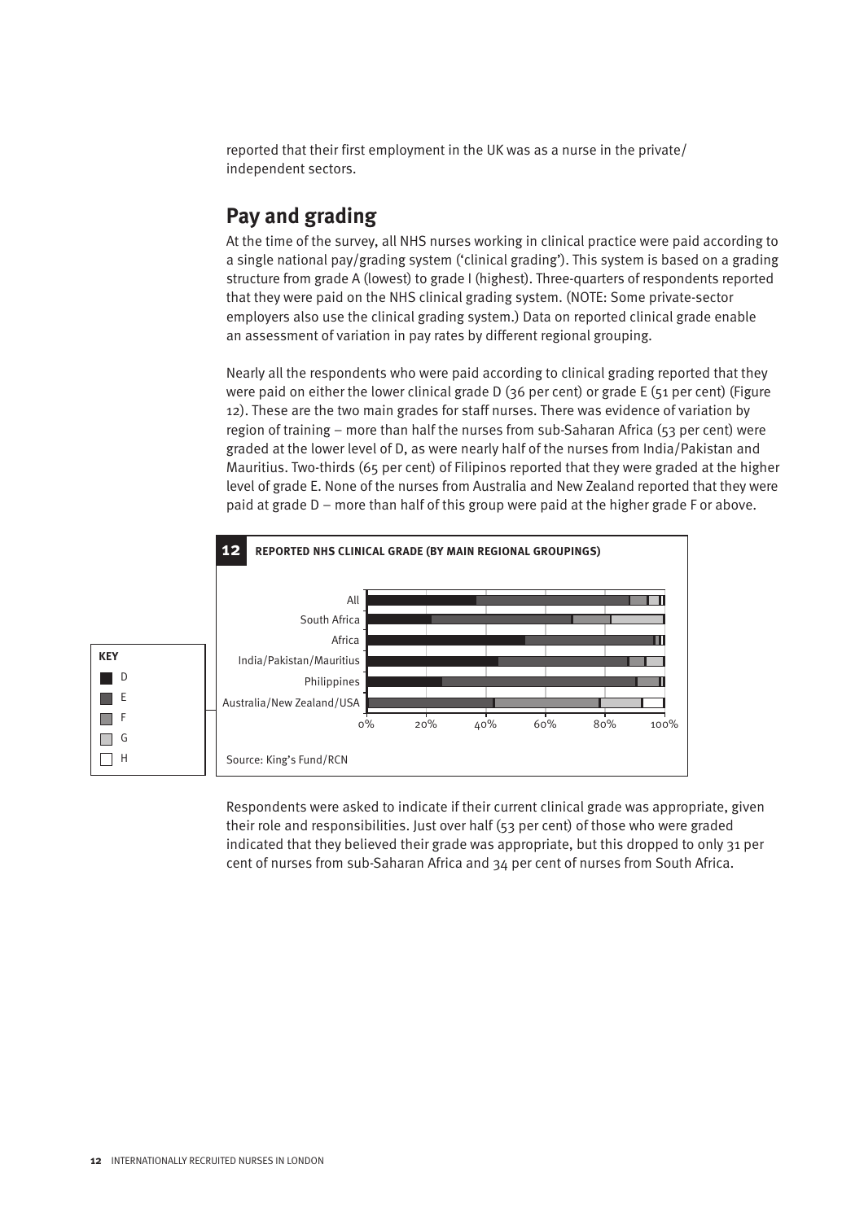reported that their first employment in the UK was as a nurse in the private/independent sectors.

## Pay and grading

At the time of the survey, all NHS nurses working in clinical practice were paid according to a single national pay/grading system ('clinical grading'). This system is based on a grading structure from grade A (lowest) to grade I (highest). Three-quarters of respondents reported that they were paid on the NHS clinical grading system. (NOTE: Some private-sector employers also use the clinical grading system.) Data on reported clinical grade enable an assessment of variation in pay rates by different regional grouping.

Nearly all the respondents who were paid according to clinical grading reported that they were paid on either the lower clinical grade D (36 per cent) or grade E (51 per cent) (Figure 12). These are the two main grades for staff nurses. There was evidence of variation by region of training – more than half the nurses from sub-Saharan Africa (53 per cent) were graded at the lower level of D, as were nearly half of the nurses from India/Pakistan and Mauritius. Two-thirds (65 per cent) of Filipinos reported that they were graded at the higher level of grade E. None of the nurses from Australia and New Zealand reported that they were paid at grade D – more than half of this group were paid at the higher grade F or above.

**12 REPORTED NHS CLINICAL GRADE (BY MAIN REGIONAL GROUPINGS)**

KEY: D, E, F, G, H

Categories: All; South Africa; Africa; India/Pakistan/Mauritius; Philippines; Australia/New Zealand/USA

Axis: 0%, 20%, 40%, 60%, 80%, 100%

Source: King's Fund/RCN

Respondents were asked to indicate if their current clinical grade was appropriate, given their role and responsibilities. Just over half (53 per cent) of those who were graded indicated that they believed their grade was appropriate, but this dropped to only 31 per cent of nurses from sub-Saharan Africa and 34 per cent of nurses from South Africa.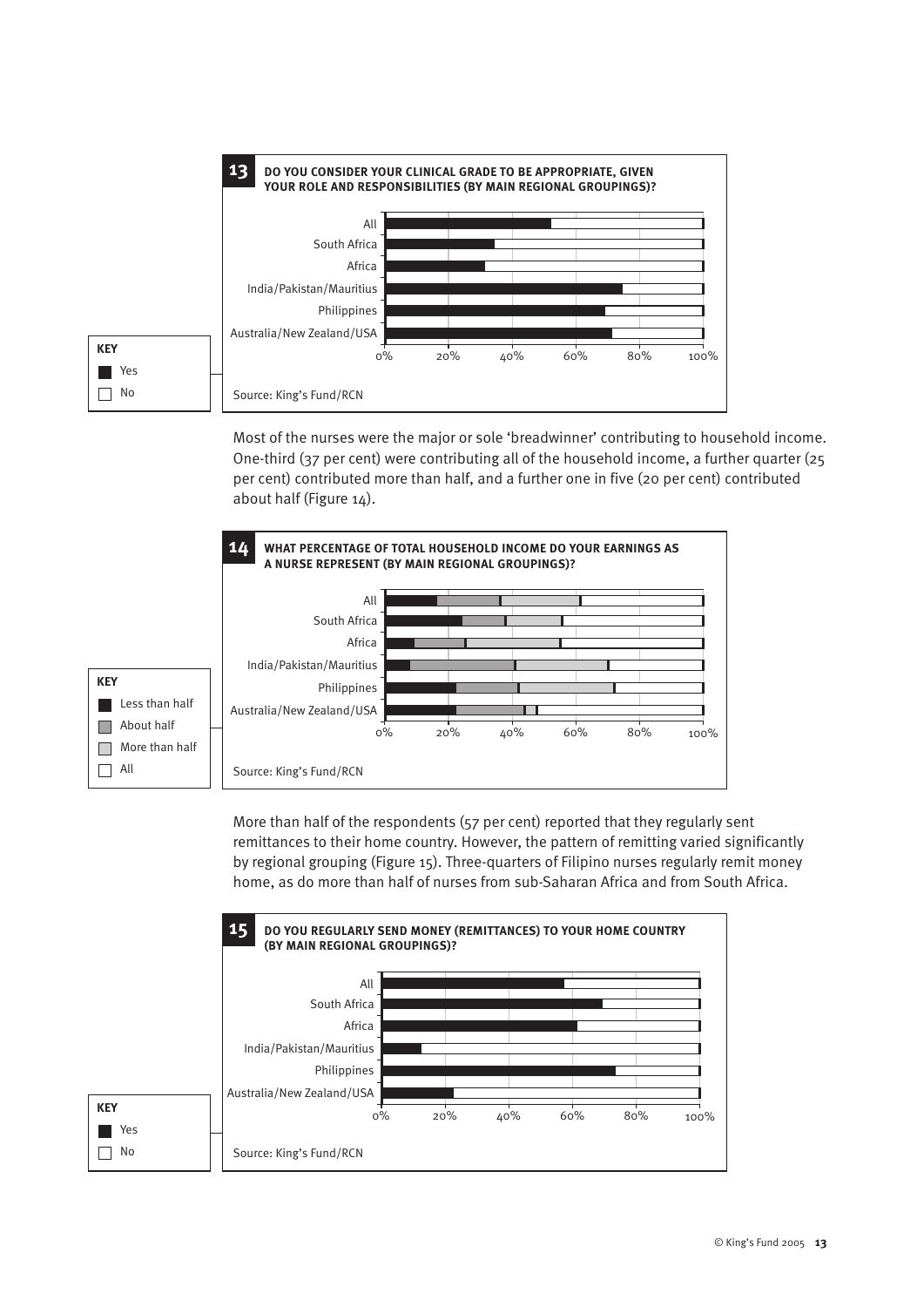**13 DO YOU CONSIDER YOUR CLINICAL GRADE TO BE APPROPRIATE, GIVEN YOUR ROLE AND RESPONSIBILITIES (BY MAIN REGIONAL GROUPINGS)?**

KEY: Yes / No

Categories: All; South Africa; Africa; India/Pakistan/Mauritius; Philippines; Australia/New Zealand/USA

Axis: 0%, 20%, 40%, 60%, 80%, 100%

Source: King's Fund/RCN

Most of the nurses were the major or sole 'breadwinner' contributing to household income. One-third (37 per cent) were contributing all of the household income, a further quarter (25 per cent) contributed more than half, and a further one in five (20 per cent) contributed about half (Figure 14).

**14 WHAT PERCENTAGE OF TOTAL HOUSEHOLD INCOME DO YOUR EARNINGS AS A NURSE REPRESENT (BY MAIN REGIONAL GROUPINGS)?**

KEY: Less than half / About half / More than half / All

Categories: All; South Africa; Africa; India/Pakistan/Mauritius; Philippines; Australia/New Zealand/USA

Axis: 0%, 20%, 40%, 60%, 80%, 100%

Source: King's Fund/RCN

More than half of the respondents (57 per cent) reported that they regularly sent remittances to their home country. However, the pattern of remitting varied significantly by regional grouping (Figure 15). Three-quarters of Filipino nurses regularly remit money home, as do more than half of nurses from sub-Saharan Africa and from South Africa.

**15 DO YOU REGULARLY SEND MONEY (REMITTANCES) TO YOUR HOME COUNTRY (BY MAIN REGIONAL GROUPINGS)?**

KEY: Yes / No

Categories: All; South Africa; Africa; India/Pakistan/Mauritius; Philippines; Australia/New Zealand/USA

Axis: 0%, 20%, 40%, 60%, 80%, 100%

Source: King's Fund/RCN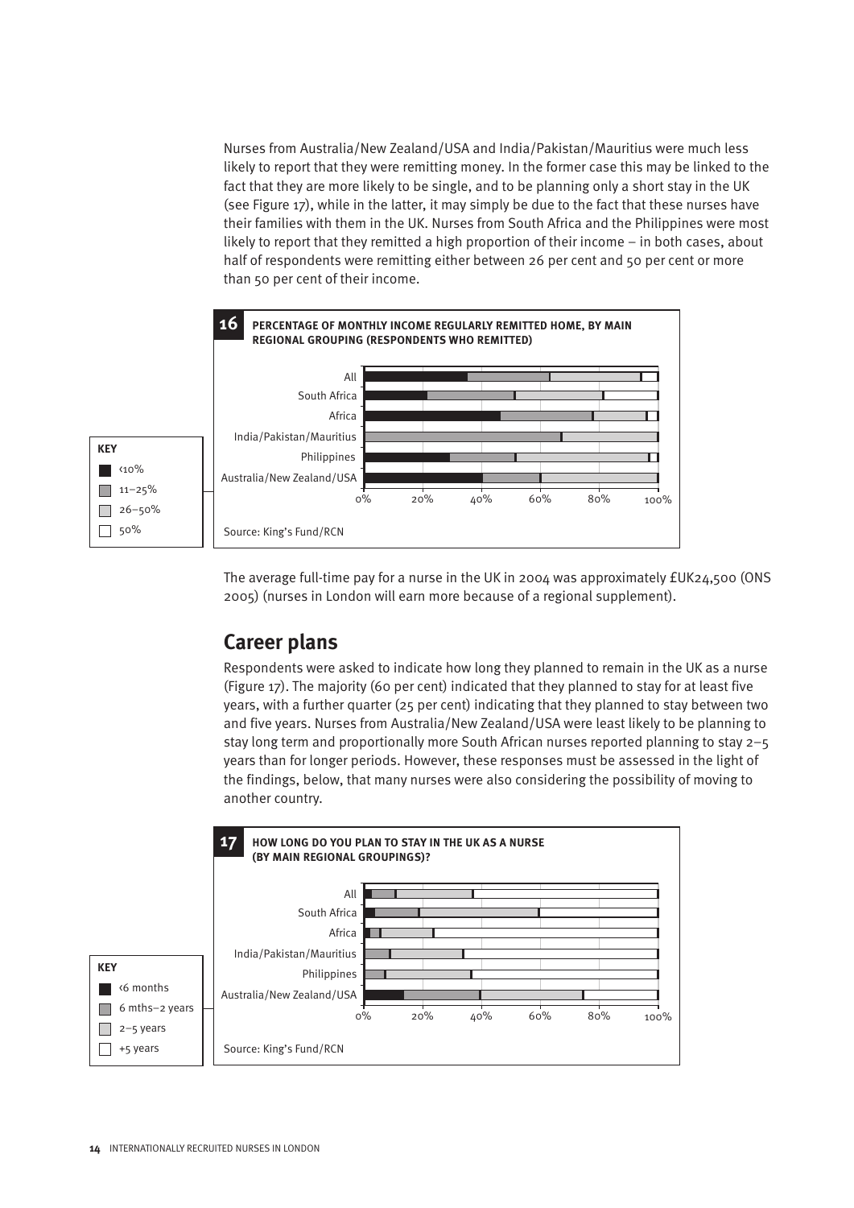Nurses from Australia/New Zealand/USA and India/Pakistan/Mauritius were much less likely to report that they were remitting money. In the former case this may be linked to the fact that they are more likely to be single, and to be planning only a short stay in the UK (see Figure 17), while in the latter, it may simply be due to the fact that these nurses have their families with them in the UK. Nurses from South Africa and the Philippines were most likely to report that they remitted a high proportion of their income – in both cases, about half of respondents were remitting either between 26 per cent and 50 per cent or more than 50 per cent of their income.

**16 PERCENTAGE OF MONTHLY INCOME REGULARLY REMITTED HOME, BY MAIN REGIONAL GROUPING (RESPONDENTS WHO REMITTED)**

KEY: ‹10% | 11–25% | 26–50% | 50%

Categories: All, South Africa, Africa, India/Pakistan/Mauritius, Philippines, Australia/New Zealand/USA

Source: King's Fund/RCN

The average full-time pay for a nurse in the UK in 2004 was approximately £UK24,500 (ONS 2005) (nurses in London will earn more because of a regional supplement).

## Career plans

Respondents were asked to indicate how long they planned to remain in the UK as a nurse (Figure 17). The majority (60 per cent) indicated that they planned to stay for at least five years, with a further quarter (25 per cent) indicating that they planned to stay between two and five years. Nurses from Australia/New Zealand/USA were least likely to be planning to stay long term and proportionally more South African nurses reported planning to stay 2–5 years than for longer periods. However, these responses must be assessed in the light of the findings, below, that many nurses were also considering the possibility of moving to another country.

**17 HOW LONG DO YOU PLAN TO STAY IN THE UK AS A NURSE (BY MAIN REGIONAL GROUPINGS)?**

KEY: ‹6 months | 6 mths–2 years | 2–5 years | +5 years

Categories: All, South Africa, Africa, India/Pakistan/Mauritius, Philippines, Australia/New Zealand/USA

Source: King's Fund/RCN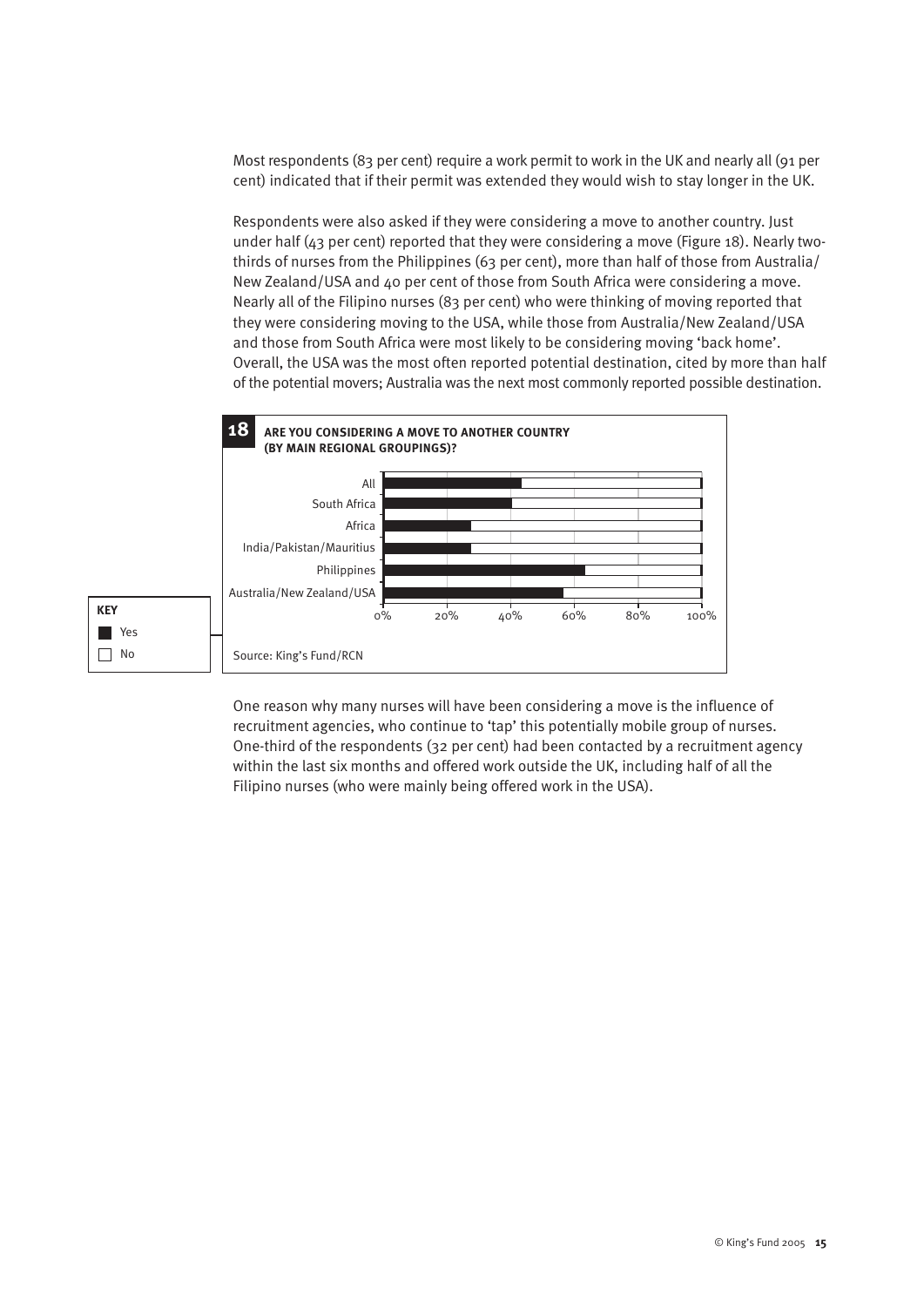Most respondents (83 per cent) require a work permit to work in the UK and nearly all (91 per cent) indicated that if their permit was extended they would wish to stay longer in the UK.

Respondents were also asked if they were considering a move to another country. Just under half (43 per cent) reported that they were considering a move (Figure 18). Nearly two-thirds of nurses from the Philippines (63 per cent), more than half of those from Australia/ New Zealand/USA and 40 per cent of those from South Africa were considering a move. Nearly all of the Filipino nurses (83 per cent) who were thinking of moving reported that they were considering moving to the USA, while those from Australia/New Zealand/USA and those from South Africa were most likely to be considering moving 'back home'. Overall, the USA was the most often reported potential destination, cited by more than half of the potential movers; Australia was the next most commonly reported possible destination.

**18 ARE YOU CONSIDERING A MOVE TO ANOTHER COUNTRY (BY MAIN REGIONAL GROUPINGS)?**

KEY: Yes / No

Categories: All, South Africa, Africa, India/Pakistan/Mauritius, Philippines, Australia/New Zealand/USA

Axis: 0%, 20%, 40%, 60%, 80%, 100%

Source: King's Fund/RCN

One reason why many nurses will have been considering a move is the influence of recruitment agencies, who continue to 'tap' this potentially mobile group of nurses. One-third of the respondents (32 per cent) had been contacted by a recruitment agency within the last six months and offered work outside the UK, including half of all the Filipino nurses (who were mainly being offered work in the USA).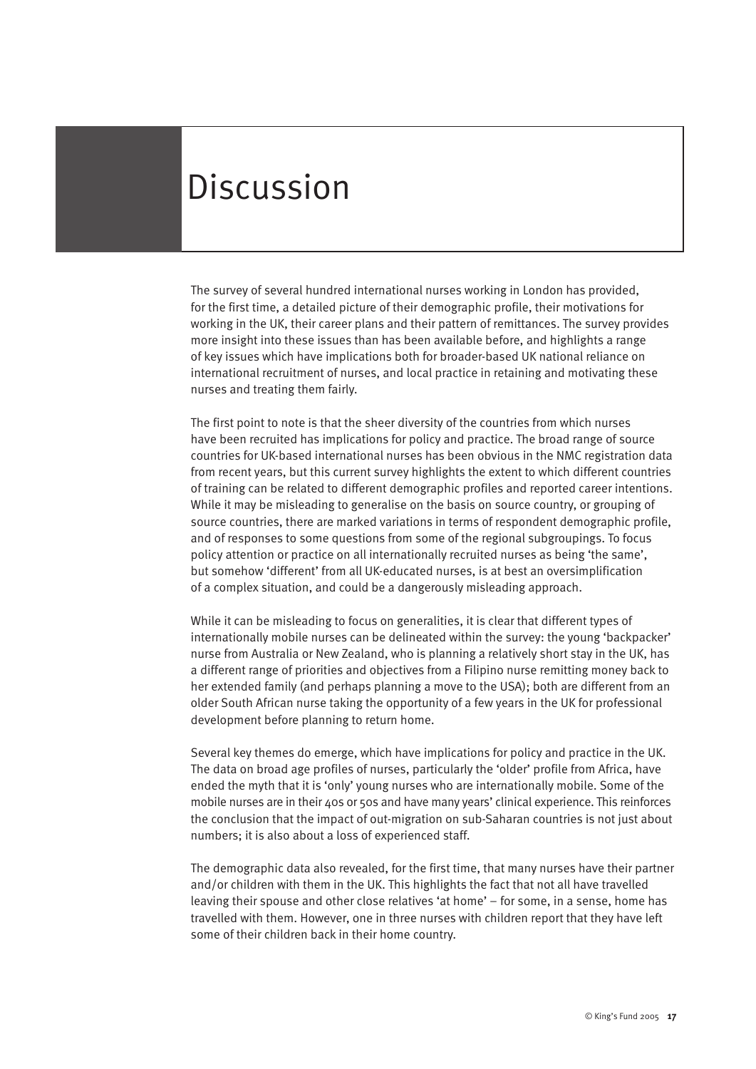# Discussion

The survey of several hundred international nurses working in London has provided, for the first time, a detailed picture of their demographic profile, their motivations for working in the UK, their career plans and their pattern of remittances. The survey provides more insight into these issues than has been available before, and highlights a range of key issues which have implications both for broader-based UK national reliance on international recruitment of nurses, and local practice in retaining and motivating these nurses and treating them fairly.

The first point to note is that the sheer diversity of the countries from which nurses have been recruited has implications for policy and practice. The broad range of source countries for UK-based international nurses has been obvious in the NMC registration data from recent years, but this current survey highlights the extent to which different countries of training can be related to different demographic profiles and reported career intentions. While it may be misleading to generalise on the basis on source country, or grouping of source countries, there are marked variations in terms of respondent demographic profile, and of responses to some questions from some of the regional subgroupings. To focus policy attention or practice on all internationally recruited nurses as being 'the same', but somehow 'different' from all UK-educated nurses, is at best an oversimplification of a complex situation, and could be a dangerously misleading approach.

While it can be misleading to focus on generalities, it is clear that different types of internationally mobile nurses can be delineated within the survey: the young 'backpacker' nurse from Australia or New Zealand, who is planning a relatively short stay in the UK, has a different range of priorities and objectives from a Filipino nurse remitting money back to her extended family (and perhaps planning a move to the USA); both are different from an older South African nurse taking the opportunity of a few years in the UK for professional development before planning to return home.

Several key themes do emerge, which have implications for policy and practice in the UK. The data on broad age profiles of nurses, particularly the 'older' profile from Africa, have ended the myth that it is 'only' young nurses who are internationally mobile. Some of the mobile nurses are in their 40s or 50s and have many years' clinical experience. This reinforces the conclusion that the impact of out-migration on sub-Saharan countries is not just about numbers; it is also about a loss of experienced staff.

The demographic data also revealed, for the first time, that many nurses have their partner and/or children with them in the UK. This highlights the fact that not all have travelled leaving their spouse and other close relatives 'at home' – for some, in a sense, home has travelled with them. However, one in three nurses with children report that they have left some of their children back in their home country.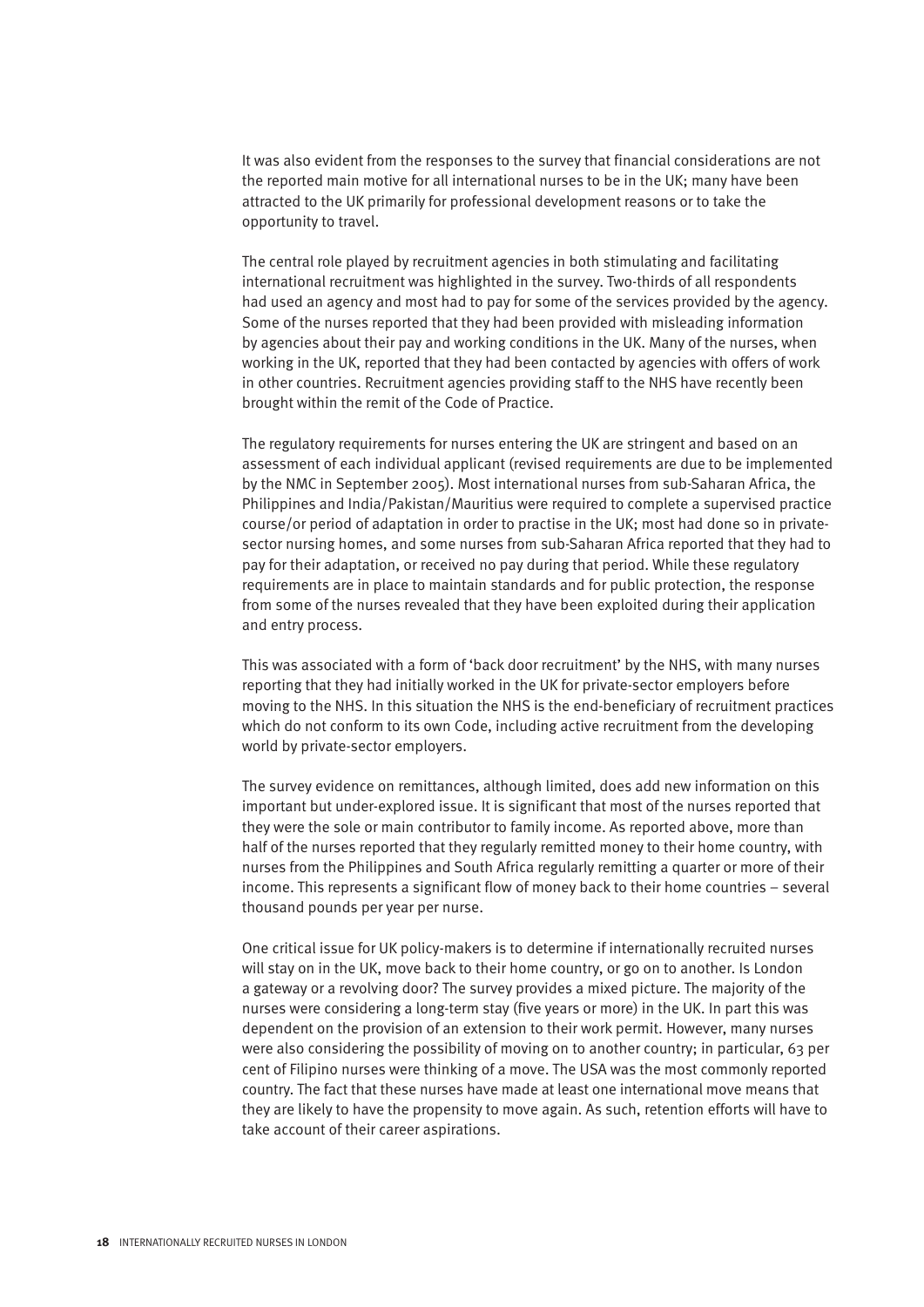It was also evident from the responses to the survey that financial considerations are not the reported main motive for all international nurses to be in the UK; many have been attracted to the UK primarily for professional development reasons or to take the opportunity to travel.

The central role played by recruitment agencies in both stimulating and facilitating international recruitment was highlighted in the survey. Two-thirds of all respondents had used an agency and most had to pay for some of the services provided by the agency. Some of the nurses reported that they had been provided with misleading information by agencies about their pay and working conditions in the UK. Many of the nurses, when working in the UK, reported that they had been contacted by agencies with offers of work in other countries. Recruitment agencies providing staff to the NHS have recently been brought within the remit of the Code of Practice.

The regulatory requirements for nurses entering the UK are stringent and based on an assessment of each individual applicant (revised requirements are due to be implemented by the NMC in September 2005). Most international nurses from sub-Saharan Africa, the Philippines and India/Pakistan/Mauritius were required to complete a supervised practice course/or period of adaptation in order to practise in the UK; most had done so in private-sector nursing homes, and some nurses from sub-Saharan Africa reported that they had to pay for their adaptation, or received no pay during that period. While these regulatory requirements are in place to maintain standards and for public protection, the response from some of the nurses revealed that they have been exploited during their application and entry process.

This was associated with a form of 'back door recruitment' by the NHS, with many nurses reporting that they had initially worked in the UK for private-sector employers before moving to the NHS. In this situation the NHS is the end-beneficiary of recruitment practices which do not conform to its own Code, including active recruitment from the developing world by private-sector employers.

The survey evidence on remittances, although limited, does add new information on this important but under-explored issue. It is significant that most of the nurses reported that they were the sole or main contributor to family income. As reported above, more than half of the nurses reported that they regularly remitted money to their home country, with nurses from the Philippines and South Africa regularly remitting a quarter or more of their income. This represents a significant flow of money back to their home countries – several thousand pounds per year per nurse.

One critical issue for UK policy-makers is to determine if internationally recruited nurses will stay on in the UK, move back to their home country, or go on to another. Is London a gateway or a revolving door? The survey provides a mixed picture. The majority of the nurses were considering a long-term stay (five years or more) in the UK. In part this was dependent on the provision of an extension to their work permit. However, many nurses were also considering the possibility of moving on to another country; in particular, 63 per cent of Filipino nurses were thinking of a move. The USA was the most commonly reported country. The fact that these nurses have made at least one international move means that they are likely to have the propensity to move again. As such, retention efforts will have to take account of their career aspirations.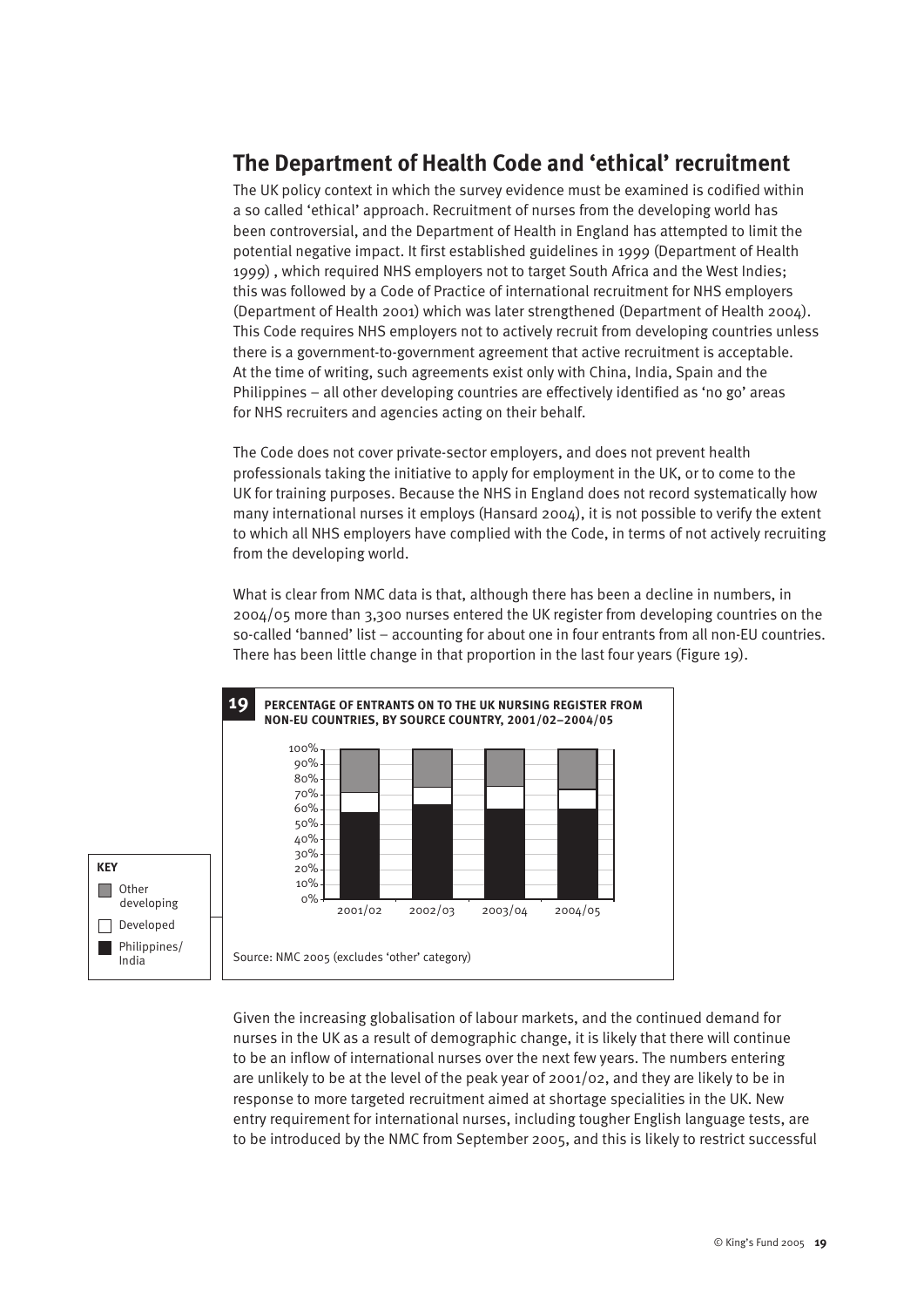## The Department of Health Code and 'ethical' recruitment

The UK policy context in which the survey evidence must be examined is codified within a so called 'ethical' approach. Recruitment of nurses from the developing world has been controversial, and the Department of Health in England has attempted to limit the potential negative impact. It first established guidelines in 1999 (Department of Health 1999) , which required NHS employers not to target South Africa and the West Indies; this was followed by a Code of Practice of international recruitment for NHS employers (Department of Health 2001) which was later strengthened (Department of Health 2004). This Code requires NHS employers not to actively recruit from developing countries unless there is a government-to-government agreement that active recruitment is acceptable. At the time of writing, such agreements exist only with China, India, Spain and the Philippines – all other developing countries are effectively identified as 'no go' areas for NHS recruiters and agencies acting on their behalf.

The Code does not cover private-sector employers, and does not prevent health professionals taking the initiative to apply for employment in the UK, or to come to the UK for training purposes. Because the NHS in England does not record systematically how many international nurses it employs (Hansard 2004), it is not possible to verify the extent to which all NHS employers have complied with the Code, in terms of not actively recruiting from the developing world.

What is clear from NMC data is that, although there has been a decline in numbers, in 2004/05 more than 3,300 nurses entered the UK register from developing countries on the so-called 'banned' list – accounting for about one in four entrants from all non-EU countries. There has been little change in that proportion in the last four years (Figure 19).

**19 PERCENTAGE OF ENTRANTS ON TO THE UK NURSING REGISTER FROM NON-EU COUNTRIES, BY SOURCE COUNTRY, 2001/02–2004/05**

KEY: Other developing; Developed; Philippines/India

Source: NMC 2005 (excludes 'other' category)

Given the increasing globalisation of labour markets, and the continued demand for nurses in the UK as a result of demographic change, it is likely that there will continue to be an inflow of international nurses over the next few years. The numbers entering are unlikely to be at the level of the peak year of 2001/02, and they are likely to be in response to more targeted recruitment aimed at shortage specialities in the UK. New entry requirement for international nurses, including tougher English language tests, are to be introduced by the NMC from September 2005, and this is likely to restrict successful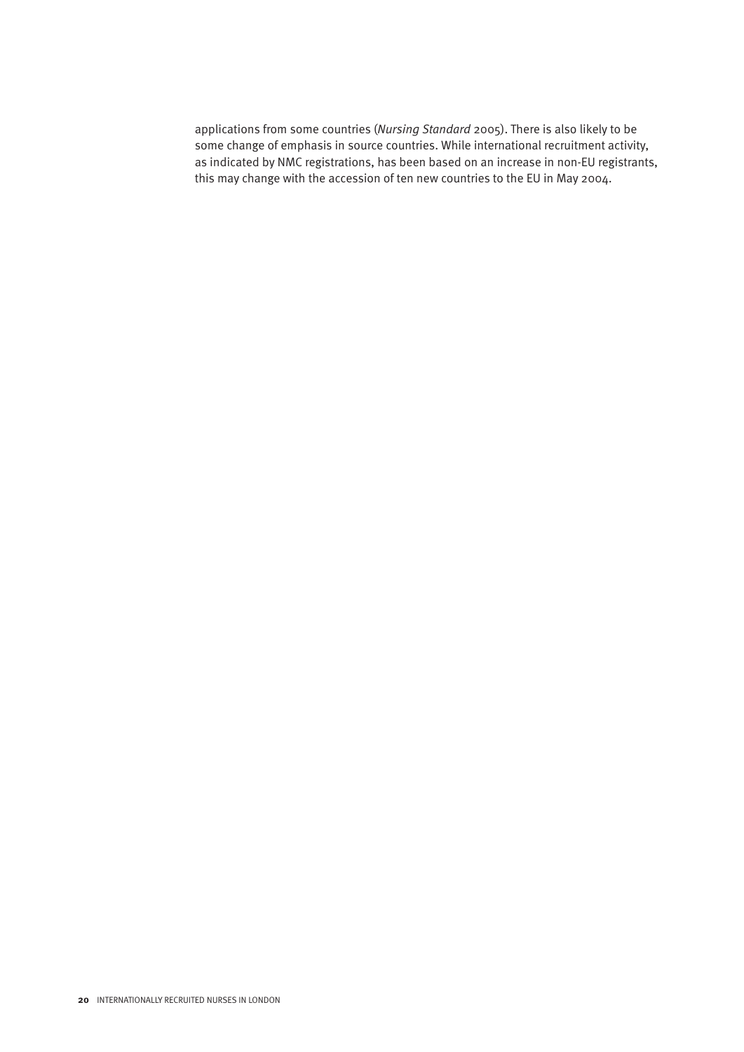applications from some countries (*Nursing Standard* 2005). There is also likely to be some change of emphasis in source countries. While international recruitment activity, as indicated by NMC registrations, has been based on an increase in non-EU registrants, this may change with the accession of ten new countries to the EU in May 2004.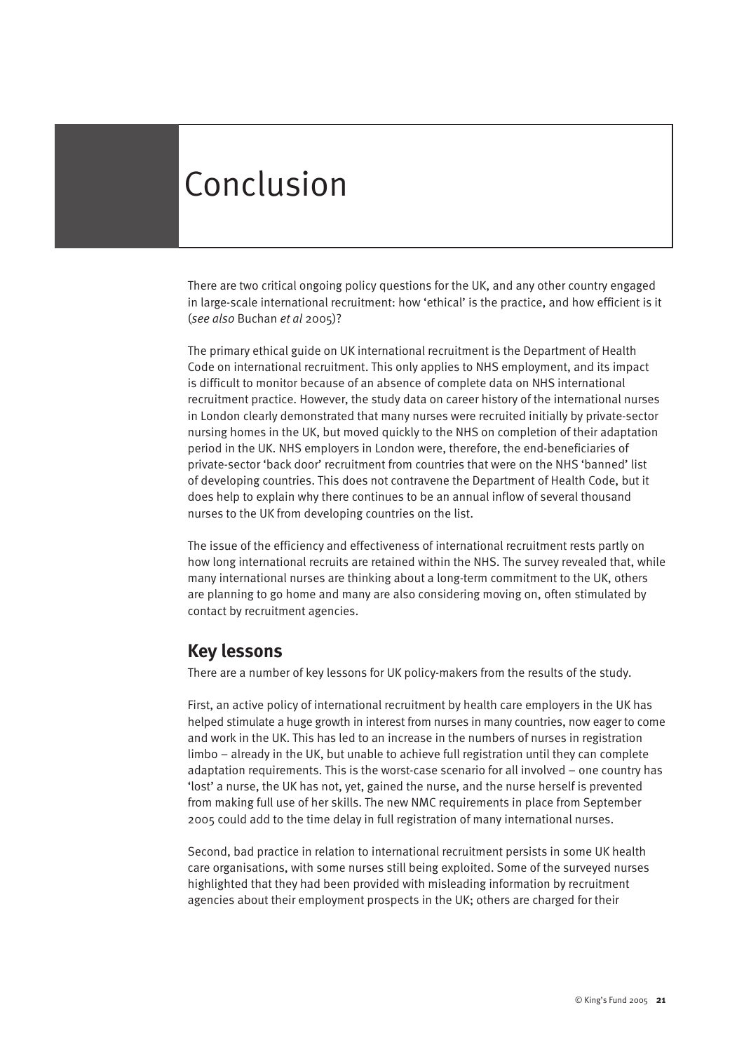# Conclusion

There are two critical ongoing policy questions for the UK, and any other country engaged in large-scale international recruitment: how 'ethical' is the practice, and how efficient is it (*see also* Buchan *et al* 2005)?

The primary ethical guide on UK international recruitment is the Department of Health Code on international recruitment. This only applies to NHS employment, and its impact is difficult to monitor because of an absence of complete data on NHS international recruitment practice. However, the study data on career history of the international nurses in London clearly demonstrated that many nurses were recruited initially by private-sector nursing homes in the UK, but moved quickly to the NHS on completion of their adaptation period in the UK. NHS employers in London were, therefore, the end-beneficiaries of private-sector 'back door' recruitment from countries that were on the NHS 'banned' list of developing countries. This does not contravene the Department of Health Code, but it does help to explain why there continues to be an annual inflow of several thousand nurses to the UK from developing countries on the list.

The issue of the efficiency and effectiveness of international recruitment rests partly on how long international recruits are retained within the NHS. The survey revealed that, while many international nurses are thinking about a long-term commitment to the UK, others are planning to go home and many are also considering moving on, often stimulated by contact by recruitment agencies.

## Key lessons

There are a number of key lessons for UK policy-makers from the results of the study.

First, an active policy of international recruitment by health care employers in the UK has helped stimulate a huge growth in interest from nurses in many countries, now eager to come and work in the UK. This has led to an increase in the numbers of nurses in registration limbo – already in the UK, but unable to achieve full registration until they can complete adaptation requirements. This is the worst-case scenario for all involved – one country has 'lost' a nurse, the UK has not, yet, gained the nurse, and the nurse herself is prevented from making full use of her skills. The new NMC requirements in place from September 2005 could add to the time delay in full registration of many international nurses.

Second, bad practice in relation to international recruitment persists in some UK health care organisations, with some nurses still being exploited. Some of the surveyed nurses highlighted that they had been provided with misleading information by recruitment agencies about their employment prospects in the UK; others are charged for their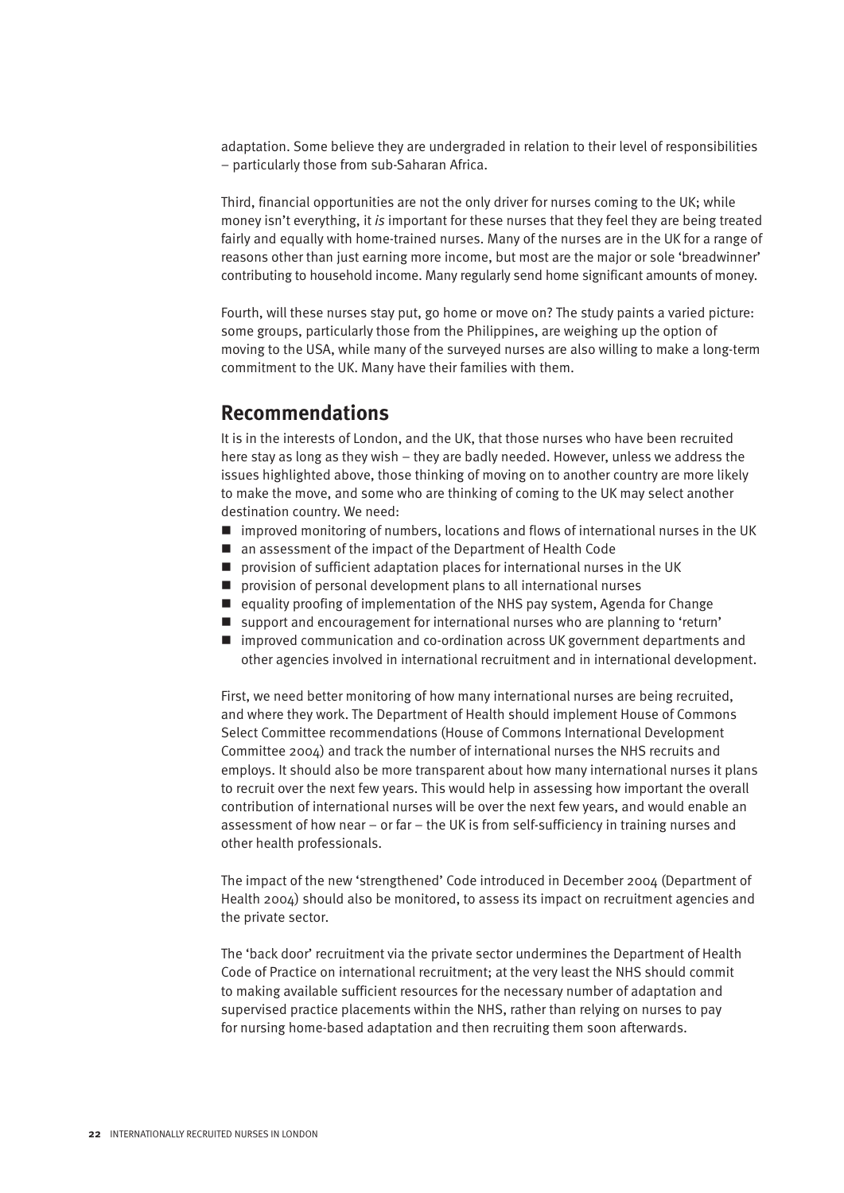adaptation. Some believe they are undergraded in relation to their level of responsibilities – particularly those from sub-Saharan Africa.

Third, financial opportunities are not the only driver for nurses coming to the UK; while money isn't everything, it *is* important for these nurses that they feel they are being treated fairly and equally with home-trained nurses. Many of the nurses are in the UK for a range of reasons other than just earning more income, but most are the major or sole 'breadwinner' contributing to household income. Many regularly send home significant amounts of money.

Fourth, will these nurses stay put, go home or move on? The study paints a varied picture: some groups, particularly those from the Philippines, are weighing up the option of moving to the USA, while many of the surveyed nurses are also willing to make a long-term commitment to the UK. Many have their families with them.

## Recommendations

It is in the interests of London, and the UK, that those nurses who have been recruited here stay as long as they wish – they are badly needed. However, unless we address the issues highlighted above, those thinking of moving on to another country are more likely to make the move, and some who are thinking of coming to the UK may select another destination country. We need:

- improved monitoring of numbers, locations and flows of international nurses in the UK
- an assessment of the impact of the Department of Health Code
- provision of sufficient adaptation places for international nurses in the UK
- provision of personal development plans to all international nurses
- equality proofing of implementation of the NHS pay system, Agenda for Change
- support and encouragement for international nurses who are planning to 'return'
- improved communication and co-ordination across UK government departments and other agencies involved in international recruitment and in international development.

First, we need better monitoring of how many international nurses are being recruited, and where they work. The Department of Health should implement House of Commons Select Committee recommendations (House of Commons International Development Committee 2004) and track the number of international nurses the NHS recruits and employs. It should also be more transparent about how many international nurses it plans to recruit over the next few years. This would help in assessing how important the overall contribution of international nurses will be over the next few years, and would enable an assessment of how near – or far – the UK is from self-sufficiency in training nurses and other health professionals.

The impact of the new 'strengthened' Code introduced in December 2004 (Department of Health 2004) should also be monitored, to assess its impact on recruitment agencies and the private sector.

The 'back door' recruitment via the private sector undermines the Department of Health Code of Practice on international recruitment; at the very least the NHS should commit to making available sufficient resources for the necessary number of adaptation and supervised practice placements within the NHS, rather than relying on nurses to pay for nursing home-based adaptation and then recruiting them soon afterwards.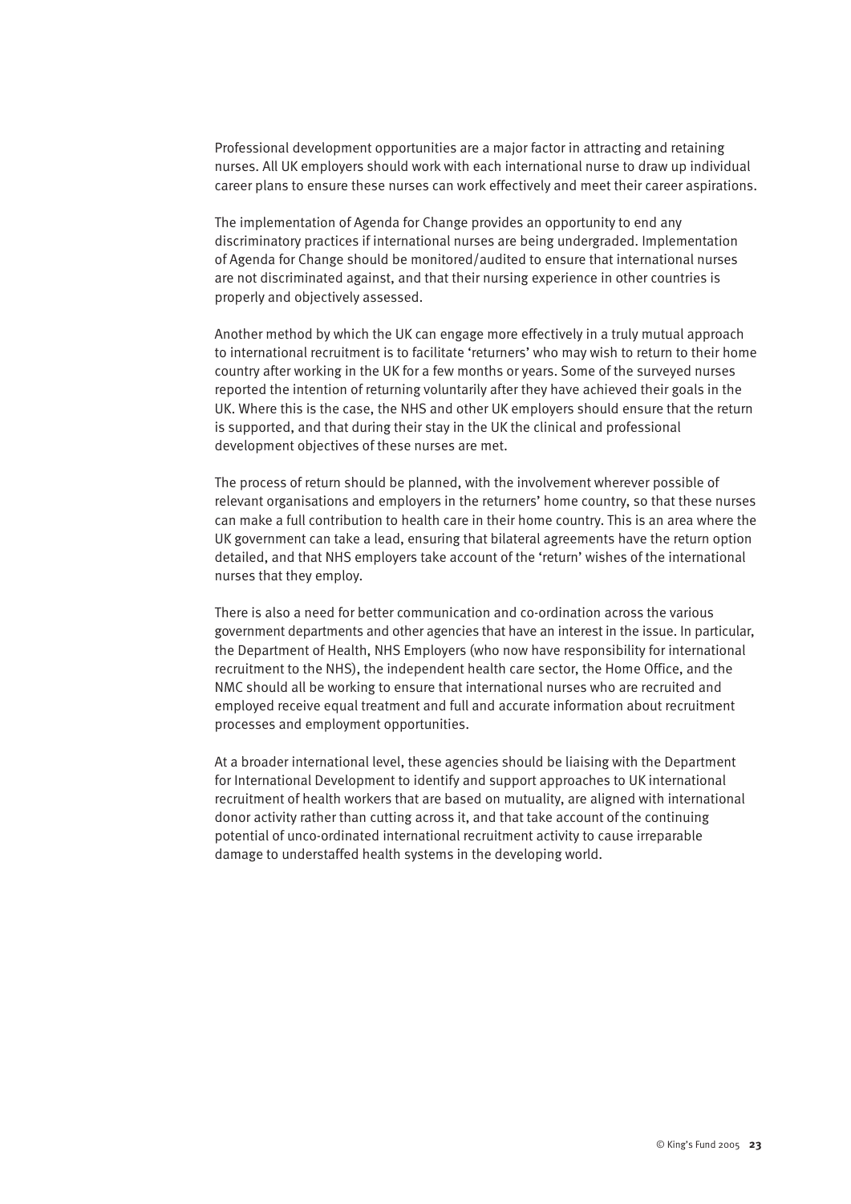Professional development opportunities are a major factor in attracting and retaining nurses. All UK employers should work with each international nurse to draw up individual career plans to ensure these nurses can work effectively and meet their career aspirations.

The implementation of Agenda for Change provides an opportunity to end any discriminatory practices if international nurses are being undergraded. Implementation of Agenda for Change should be monitored/audited to ensure that international nurses are not discriminated against, and that their nursing experience in other countries is properly and objectively assessed.

Another method by which the UK can engage more effectively in a truly mutual approach to international recruitment is to facilitate 'returners' who may wish to return to their home country after working in the UK for a few months or years. Some of the surveyed nurses reported the intention of returning voluntarily after they have achieved their goals in the UK. Where this is the case, the NHS and other UK employers should ensure that the return is supported, and that during their stay in the UK the clinical and professional development objectives of these nurses are met.

The process of return should be planned, with the involvement wherever possible of relevant organisations and employers in the returners' home country, so that these nurses can make a full contribution to health care in their home country. This is an area where the UK government can take a lead, ensuring that bilateral agreements have the return option detailed, and that NHS employers take account of the 'return' wishes of the international nurses that they employ.

There is also a need for better communication and co-ordination across the various government departments and other agencies that have an interest in the issue. In particular, the Department of Health, NHS Employers (who now have responsibility for international recruitment to the NHS), the independent health care sector, the Home Office, and the NMC should all be working to ensure that international nurses who are recruited and employed receive equal treatment and full and accurate information about recruitment processes and employment opportunities.

At a broader international level, these agencies should be liaising with the Department for International Development to identify and support approaches to UK international recruitment of health workers that are based on mutuality, are aligned with international donor activity rather than cutting across it, and that take account of the continuing potential of unco-ordinated international recruitment activity to cause irreparable damage to understaffed health systems in the developing world.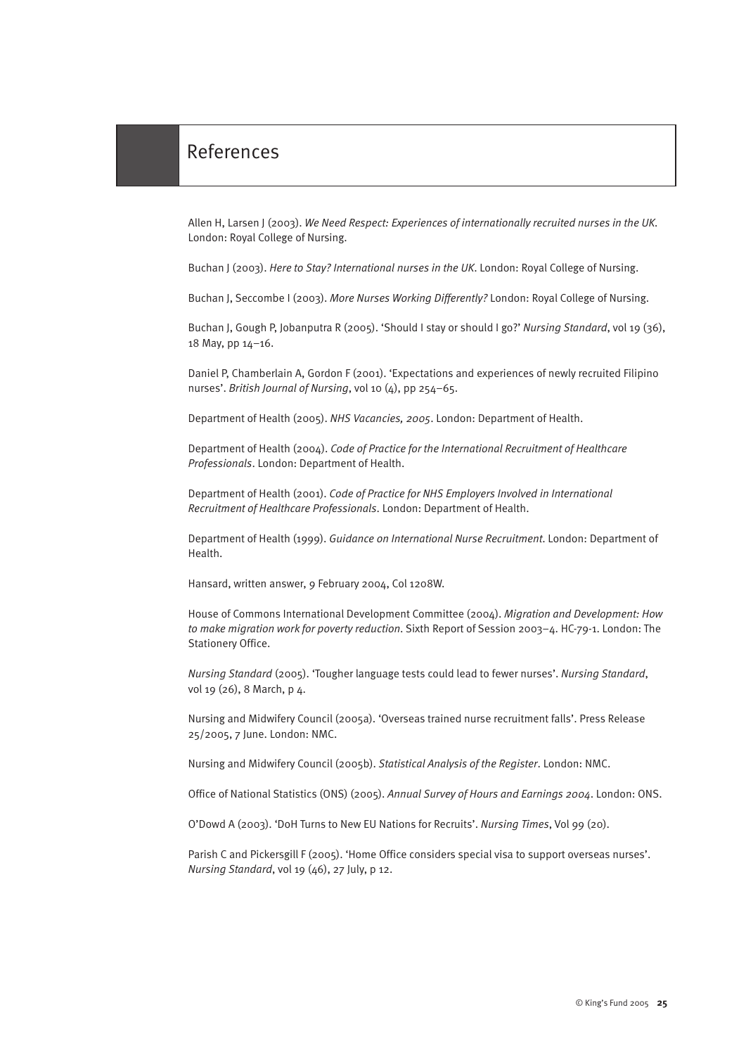# References

Allen H, Larsen J (2003). *We Need Respect: Experiences of internationally recruited nurses in the UK*. London: Royal College of Nursing.

Buchan J (2003). *Here to Stay? International nurses in the UK*. London: Royal College of Nursing.

Buchan J, Seccombe I (2003). *More Nurses Working Differently?* London: Royal College of Nursing.

Buchan J, Gough P, Jobanputra R (2005). 'Should I stay or should I go?' *Nursing Standard*, vol 19 (36), 18 May, pp 14–16.

Daniel P, Chamberlain A, Gordon F (2001). 'Expectations and experiences of newly recruited Filipino nurses'. *British Journal of Nursing*, vol 10 (4), pp 254–65.

Department of Health (2005). *NHS Vacancies, 2005*. London: Department of Health.

Department of Health (2004). *Code of Practice for the International Recruitment of Healthcare Professionals*. London: Department of Health.

Department of Health (2001). *Code of Practice for NHS Employers Involved in International Recruitment of Healthcare Professionals*. London: Department of Health.

Department of Health (1999). *Guidance on International Nurse Recruitment*. London: Department of Health.

Hansard, written answer, 9 February 2004, Col 1208W.

House of Commons International Development Committee (2004). *Migration and Development: How to make migration work for poverty reduction*. Sixth Report of Session 2003–4. HC-79-1. London: The Stationery Office.

*Nursing Standard* (2005). 'Tougher language tests could lead to fewer nurses'. *Nursing Standard*, vol 19 (26), 8 March, p 4.

Nursing and Midwifery Council (2005a). 'Overseas trained nurse recruitment falls'. Press Release 25/2005, 7 June. London: NMC.

Nursing and Midwifery Council (2005b). *Statistical Analysis of the Register*. London: NMC.

Office of National Statistics (ONS) (2005). *Annual Survey of Hours and Earnings 2004*. London: ONS.

O'Dowd A (2003). 'DoH Turns to New EU Nations for Recruits'. *Nursing Times*, Vol 99 (20).

Parish C and Pickersgill F (2005). 'Home Office considers special visa to support overseas nurses'. *Nursing Standard*, vol 19 (46), 27 July, p 12.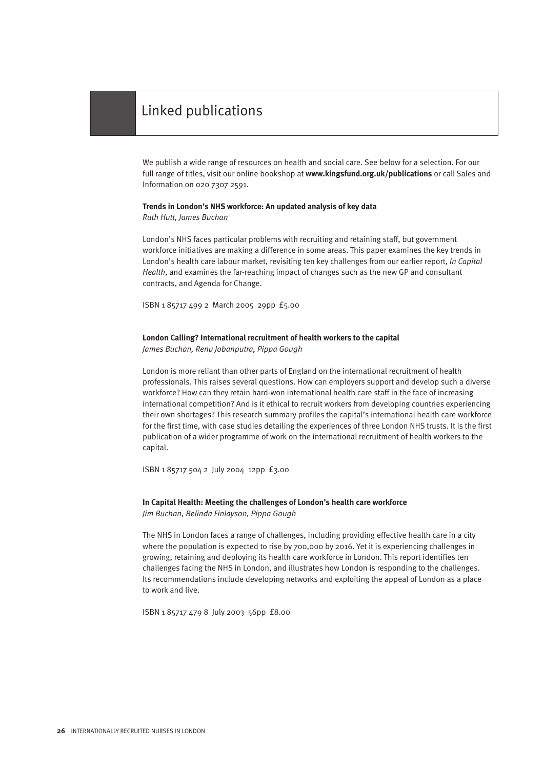# Linked publications

We publish a wide range of resources on health and social care. See below for a selection. For our full range of titles, visit our online bookshop at **www.kingsfund.org.uk/publications** or call Sales and Information on 020 7307 2591.

**Trends in London's NHS workforce: An updated analysis of key data**
*Ruth Hutt, James Buchan*

London's NHS faces particular problems with recruiting and retaining staff, but government workforce initiatives are making a difference in some areas. This paper examines the key trends in London's health care labour market, revisiting ten key challenges from our earlier report, *In Capital Health*, and examines the far-reaching impact of changes such as the new GP and consultant contracts, and Agenda for Change.

ISBN 1 85717 499 2 March 2005 29pp £5.00

**London Calling? International recruitment of health workers to the capital**
*James Buchan, Renu Jobanputra, Pippa Gough*

London is more reliant than other parts of England on the international recruitment of health professionals. This raises several questions. How can employers support and develop such a diverse workforce? How can they retain hard-won international health care staff in the face of increasing international competition? And is it ethical to recruit workers from developing countries experiencing their own shortages? This research summary profiles the capital's international health care workforce for the first time, with case studies detailing the experiences of three London NHS trusts. It is the first publication of a wider programme of work on the international recruitment of health workers to the capital.

ISBN 1 85717 504 2 July 2004 12pp £3.00

**In Capital Health: Meeting the challenges of London's health care workforce**
*Jim Buchan, Belinda Finlayson, Pippa Gough*

The NHS in London faces a range of challenges, including providing effective health care in a city where the population is expected to rise by 700,000 by 2016. Yet it is experiencing challenges in growing, retaining and deploying its health care workforce in London. This report identifies ten challenges facing the NHS in London, and illustrates how London is responding to the challenges. Its recommendations include developing networks and exploiting the appeal of London as a place to work and live.

ISBN 1 85717 479 8 July 2003 56pp £8.00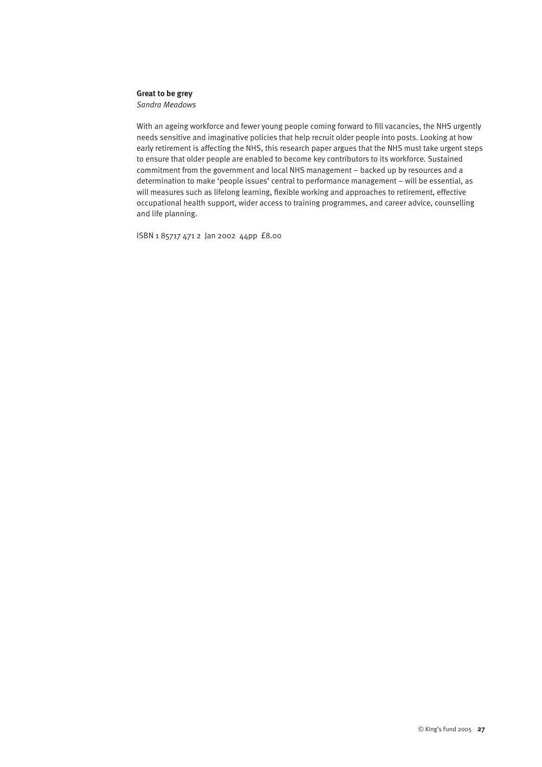**Great to be grey**
*Sandra Meadows*

With an ageing workforce and fewer young people coming forward to fill vacancies, the NHS urgently needs sensitive and imaginative policies that help recruit older people into posts. Looking at how early retirement is affecting the NHS, this research paper argues that the NHS must take urgent steps to ensure that older people are enabled to become key contributors to its workforce. Sustained commitment from the government and local NHS management – backed up by resources and a determination to make 'people issues' central to performance management – will be essential, as will measures such as lifelong learning, flexible working and approaches to retirement, effective occupational health support, wider access to training programmes, and career advice, counselling and life planning.

ISBN 1 85717 471 2 Jan 2002 44pp £8.00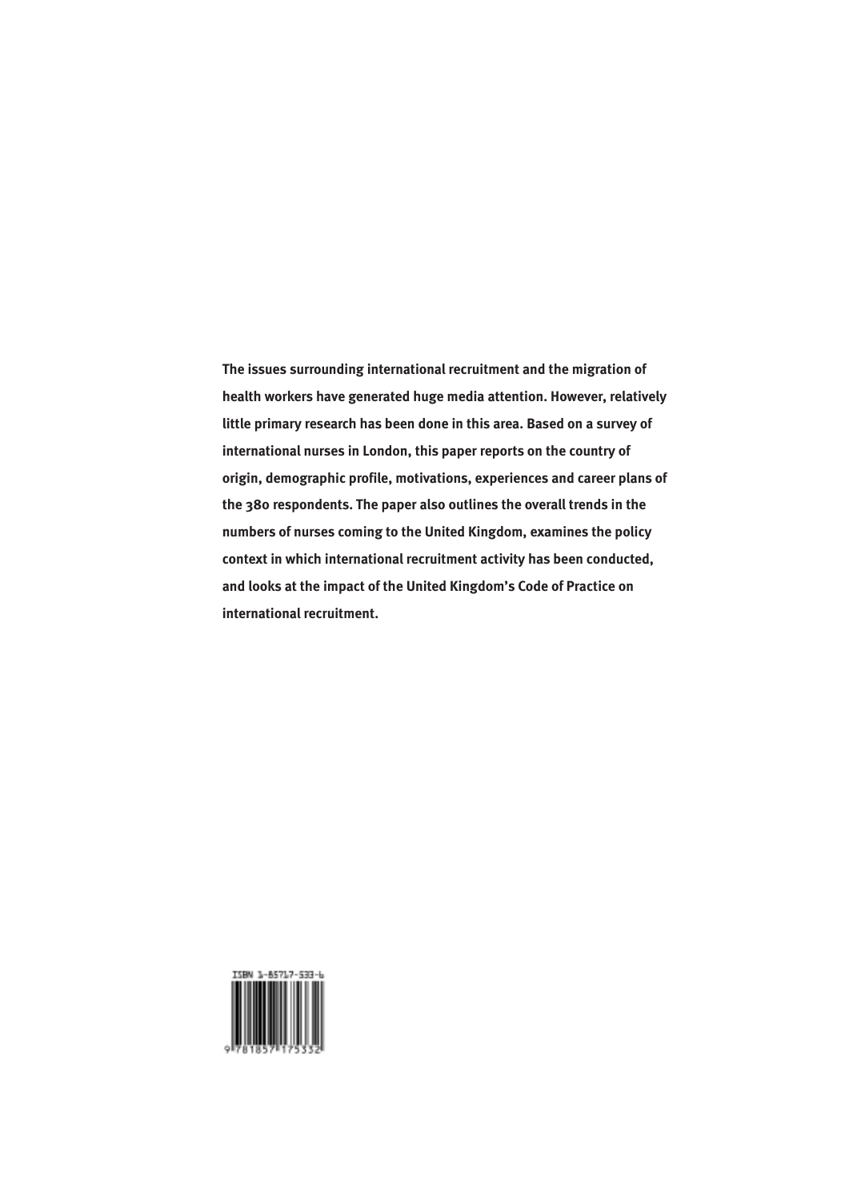**The issues surrounding international recruitment and the migration of health workers have generated huge media attention. However, relatively little primary research has been done in this area. Based on a survey of international nurses in London, this paper reports on the country of origin, demographic profile, motivations, experiences and career plans of the 380 respondents. The paper also outlines the overall trends in the numbers of nurses coming to the United Kingdom, examines the policy context in which international recruitment activity has been conducted, and looks at the impact of the United Kingdom's Code of Practice on international recruitment.**

ISBN 1-85717-533-6

9 781857 175332